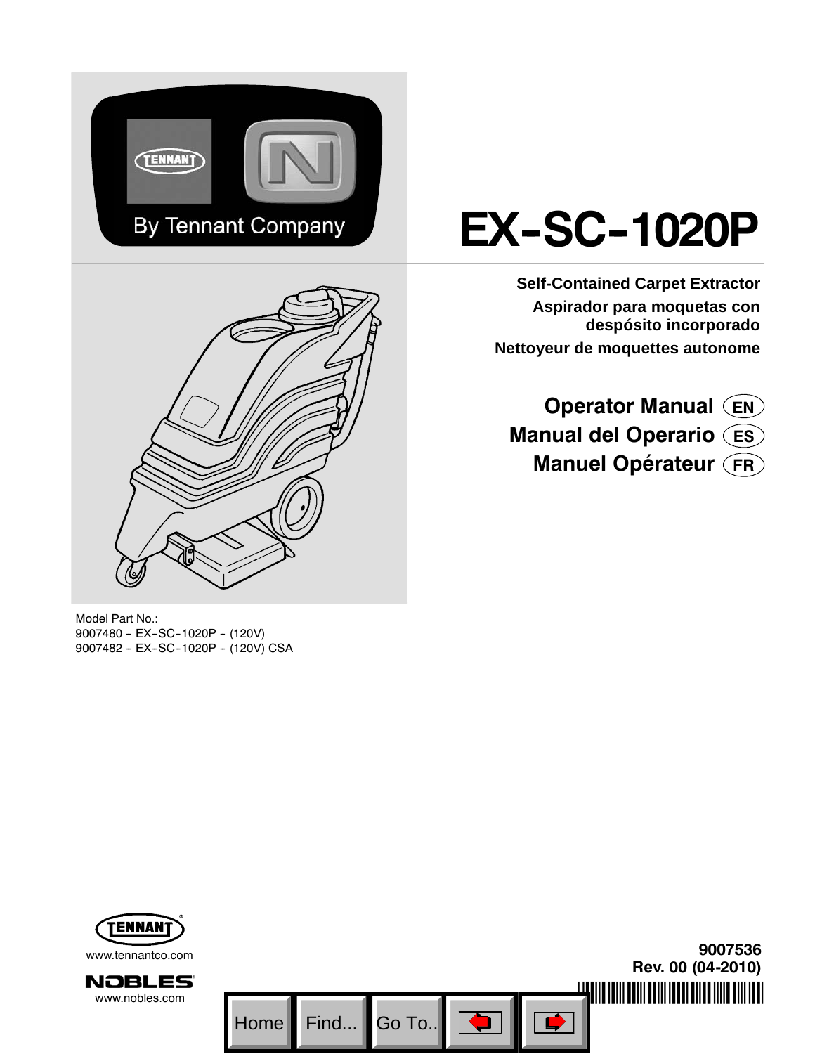By Tennant Company

# EX-SC-1020P

**Self-Contained Carpet Extractor**

**Aspirador para moquetas con despósito incorporado**

**Nettoyeur de moquettes autonome**

## Operator Manual (EN)

## Manual del Operario (ES)

## Manuel Opérateur (FR)

Model Part No.:
9007480 - EX-SC-1020P - (120V)
9007482 - EX-SC-1020P - (120V) CSA

www.tennantco.com

www.nobles.com

**9007536**
**Rev. 00 (04-2010)**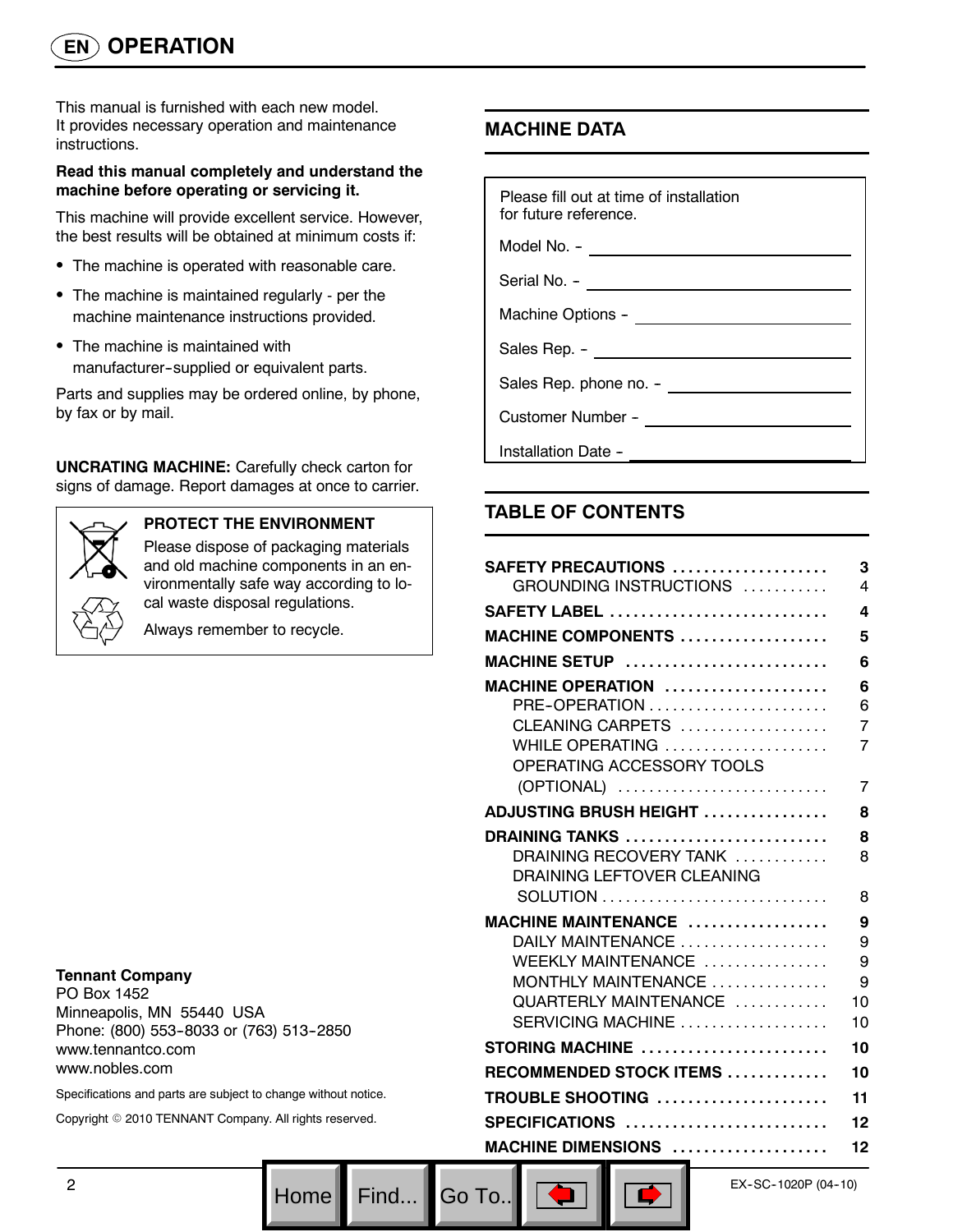# OPERATION

This manual is furnished with each new model. It provides necessary operation and maintenance instructions.

**Read this manual completely and understand the machine before operating or servicing it.**

This machine will provide excellent service. However, the best results will be obtained at minimum costs if:

- The machine is operated with reasonable care.
- The machine is maintained regularly - per the machine maintenance instructions provided.
- The machine is maintained with manufacturer-supplied or equivalent parts.

Parts and supplies may be ordered online, by phone, by fax or by mail.

**UNCRATING MACHINE:** Carefully check carton for signs of damage. Report damages at once to carrier.

**PROTECT THE ENVIRONMENT**

Please dispose of packaging materials and old machine components in an environmentally safe way according to local waste disposal regulations.

Always remember to recycle.

**Tennant Company**
PO Box 1452
Minneapolis, MN 55440 USA
Phone: (800) 553-8033 or (763) 513-2850
www.tennantco.com
www.nobles.com

Specifications and parts are subject to change without notice.

Copyright © 2010 TENNANT Company. All rights reserved.

## MACHINE DATA

Please fill out at time of installation for future reference.

Model No. - ____________________

Serial No. - ____________________

Machine Options - ____________________

Sales Rep. - ____________________

Sales Rep. phone no. - ____________________

Customer Number - ____________________

Installation Date - ____________________

## TABLE OF CONTENTS

| Section | Page |
|---|---|
| **SAFETY PRECAUTIONS** | **3** |
| GROUNDING INSTRUCTIONS | 4 |
| **SAFETY LABEL** | **4** |
| **MACHINE COMPONENTS** | **5** |
| **MACHINE SETUP** | **6** |
| **MACHINE OPERATION** | **6** |
| PRE-OPERATION | 6 |
| CLEANING CARPETS | 7 |
| WHILE OPERATING | 7 |
| OPERATING ACCESSORY TOOLS (OPTIONAL) | 7 |
| **ADJUSTING BRUSH HEIGHT** | **8** |
| **DRAINING TANKS** | **8** |
| DRAINING RECOVERY TANK | 8 |
| DRAINING LEFTOVER CLEANING SOLUTION | 8 |
| **MACHINE MAINTENANCE** | **9** |
| DAILY MAINTENANCE | 9 |
| WEEKLY MAINTENANCE | 9 |
| MONTHLY MAINTENANCE | 9 |
| QUARTERLY MAINTENANCE | 10 |
| SERVICING MACHINE | 10 |
| **STORING MACHINE** | **10** |
| **RECOMMENDED STOCK ITEMS** | **10** |
| **TROUBLE SHOOTING** | **11** |
| **SPECIFICATIONS** | **12** |
| **MACHINE DIMENSIONS** | **12** |

EX-SC-1020P (04-10)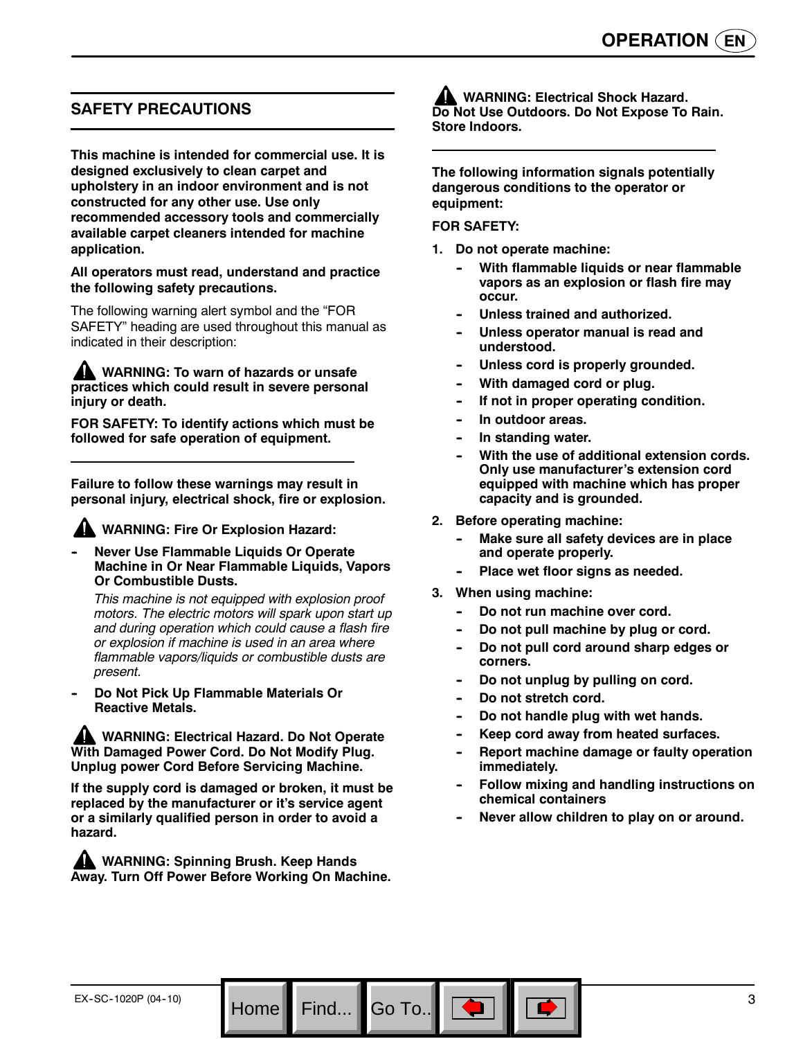## SAFETY PRECAUTIONS

**This machine is intended for commercial use. It is designed exclusively to clean carpet and upholstery in an indoor environment and is not constructed for any other use. Use only recommended accessory tools and commercially available carpet cleaners intended for machine application.**

**All operators must read, understand and practice the following safety precautions.**

The following warning alert symbol and the "FOR SAFETY" heading are used throughout this manual as indicated in their description:

⚠ **WARNING: To warn of hazards or unsafe practices which could result in severe personal injury or death.**

**FOR SAFETY: To identify actions which must be followed for safe operation of equipment.**

---

**Failure to follow these warnings may result in personal injury, electrical shock, fire or explosion.**

⚠ **WARNING: Fire Or Explosion Hazard:**

- **Never Use Flammable Liquids Or Operate Machine in Or Near Flammable Liquids, Vapors Or Combustible Dusts.**

  *This machine is not equipped with explosion proof motors. The electric motors will spark upon start up and during operation which could cause a flash fire or explosion if machine is used in an area where flammable vapors/liquids or combustible dusts are present.*

- **Do Not Pick Up Flammable Materials Or Reactive Metals.**

⚠ **WARNING: Electrical Hazard. Do Not Operate With Damaged Power Cord. Do Not Modify Plug. Unplug power Cord Before Servicing Machine.**

**If the supply cord is damaged or broken, it must be replaced by the manufacturer or it's service agent or a similarly qualified person in order to avoid a hazard.**

⚠ **WARNING: Spinning Brush. Keep Hands Away. Turn Off Power Before Working On Machine.**

⚠ **WARNING: Electrical Shock Hazard. Do Not Use Outdoors. Do Not Expose To Rain. Store Indoors.**

---

**The following information signals potentially dangerous conditions to the operator or equipment:**

**FOR SAFETY:**

1. **Do not operate machine:**
   - **With flammable liquids or near flammable vapors as an explosion or flash fire may occur.**
   - **Unless trained and authorized.**
   - **Unless operator manual is read and understood.**
   - **Unless cord is properly grounded.**
   - **With damaged cord or plug.**
   - **If not in proper operating condition.**
   - **In outdoor areas.**
   - **In standing water.**
   - **With the use of additional extension cords. Only use manufacturer's extension cord equipped with machine which has proper capacity and is grounded.**
2. **Before operating machine:**
   - **Make sure all safety devices are in place and operate properly.**
   - **Place wet floor signs as needed.**
3. **When using machine:**
   - **Do not run machine over cord.**
   - **Do not pull machine by plug or cord.**
   - **Do not pull cord around sharp edges or corners.**
   - **Do not unplug by pulling on cord.**
   - **Do not stretch cord.**
   - **Do not handle plug with wet hands.**
   - **Keep cord away from heated surfaces.**
   - **Report machine damage or faulty operation immediately.**
   - **Follow mixing and handling instructions on chemical containers**
   - **Never allow children to play on or around.**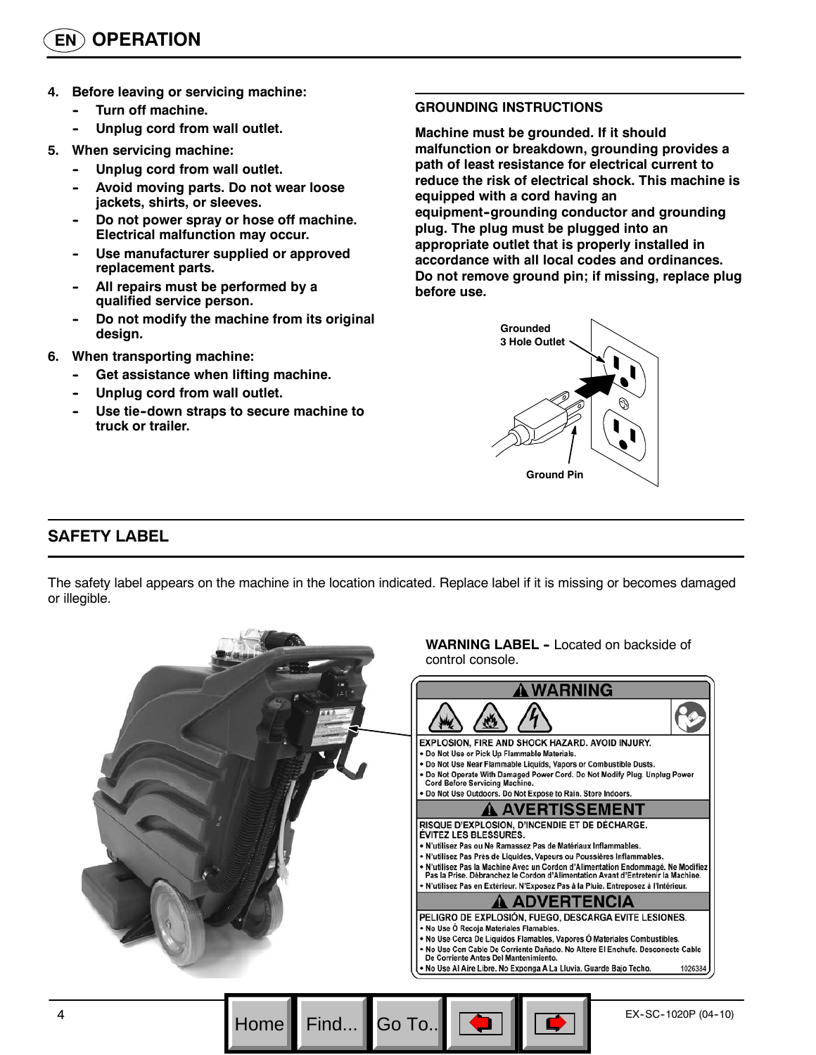# OPERATION

4. **Before leaving or servicing machine:**
   - **Turn off machine.**
   - **Unplug cord from wall outlet.**
5. **When servicing machine:**
   - **Unplug cord from wall outlet.**
   - **Avoid moving parts. Do not wear loose jackets, shirts, or sleeves.**
   - **Do not power spray or hose off machine. Electrical malfunction may occur.**
   - **Use manufacturer supplied or approved replacement parts.**
   - **All repairs must be performed by a qualified service person.**
   - **Do not modify the machine from its original design.**
6. **When transporting machine:**
   - **Get assistance when lifting machine.**
   - **Unplug cord from wall outlet.**
   - **Use tie-down straps to secure machine to truck or trailer.**

### GROUNDING INSTRUCTIONS

**Machine must be grounded. If it should malfunction or breakdown, grounding provides a path of least resistance for electrical current to reduce the risk of electrical shock. This machine is equipped with a cord having an equipment-grounding conductor and grounding plug. The plug must be plugged into an appropriate outlet that is properly installed in accordance with all local codes and ordinances. Do not remove ground pin; if missing, replace plug before use.**

Grounded 3 Hole Outlet

Ground Pin

## SAFETY LABEL

The safety label appears on the machine in the location indicated. Replace label if it is missing or becomes damaged or illegible.

**WARNING LABEL -** Located on backside of control console.

**WARNING**

EXPLOSION, FIRE AND SHOCK HAZARD. AVOID INJURY.
- Do Not Use or Pick Up Flammable Materials.
- Do Not Use Near Flammable Liquids, Vapors or Combustible Dusts.
- Do Not Operate With Damaged Power Cord. Do Not Modify Plug. Unplug Power Cord Before Servicing Machine.
- Do Not Use Outdoors. Do Not Expose to Rain. Store Indoors.

**AVERTISSEMENT**

RISQUE D'EXPLOSION, D'INCENDIE ET DE DÉCHARGE. ÉVITEZ LES BLESSURES.
- N'utilisez Pas ou Ne Ramassez Pas de Matériaux Inflammables.
- N'utilisez Pas Près de Liquides, Vapeurs ou Poussières Inflammables.
- N'utilisez Pas la Machine Avec un Cordon d'Alimentation Endommagé. Ne Modifiez Pas la Prise. Débranchez le Cordon d'Alimentation Avant d'Entretenir la Machine.
- N'utilisez Pas en Extérieur. N'Exposez Pas à la Pluie. Entreposez à l'Intérieur.

**ADVERTENCIA**

PELIGRO DE EXPLOSIÓN, FUEGO, DESCARGA EVITE LESIONES.
- No Use Ó Recoja Materiales Flamables.
- No Use Cerca De Liquidos Flamables, Vapores Ó Materiales Combustibles.
- No Use Con Cable De Corriente Dañado. No Altere El Enchufe. Desconecte Cable De Corriente Antes Del Mantenimiento.
- No Use Al Aire Libre. No Exponga A La Lluvia. Guarde Bajo Techo.

1026384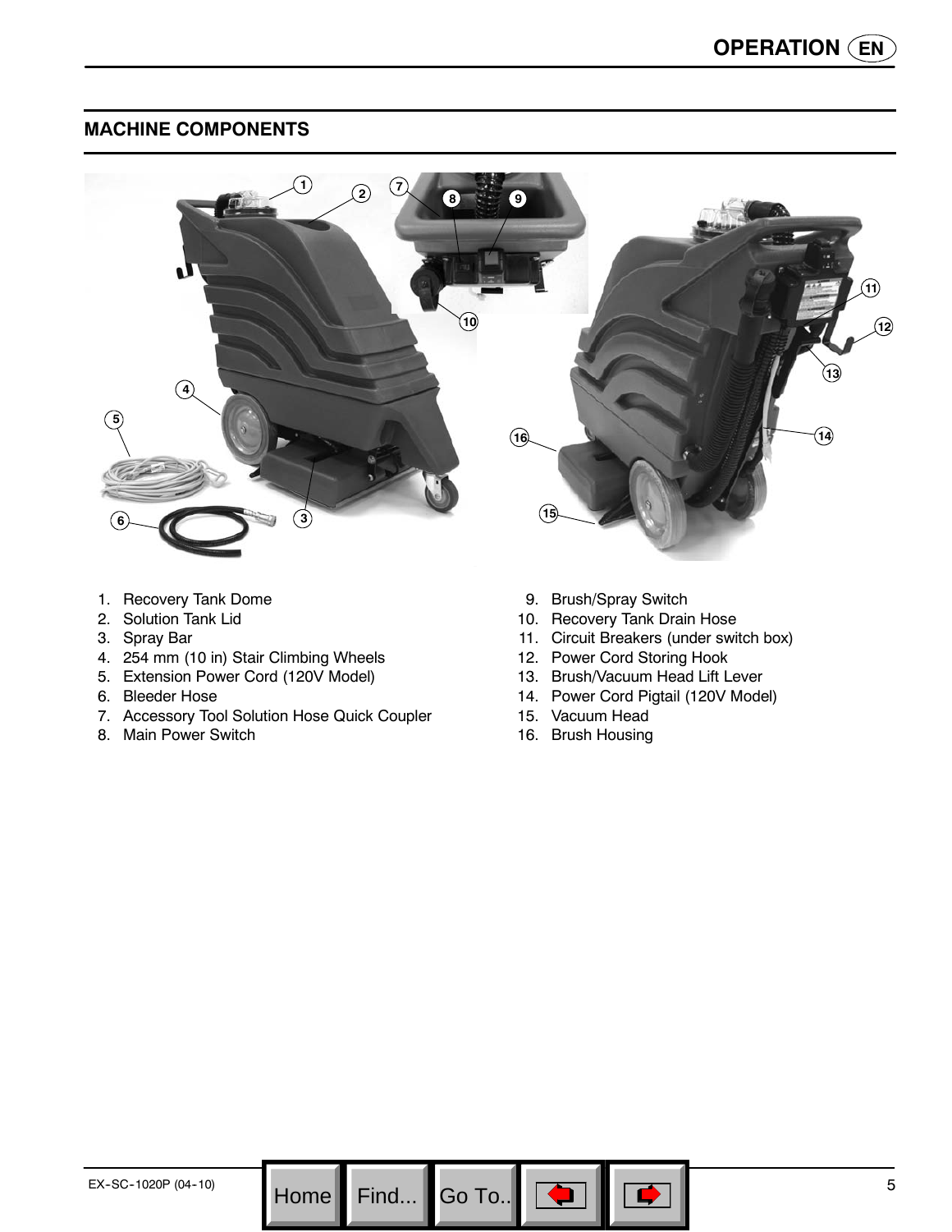## MACHINE COMPONENTS

1. Recovery Tank Dome
2. Solution Tank Lid
3. Spray Bar
4. 254 mm (10 in) Stair Climbing Wheels
5. Extension Power Cord (120V Model)
6. Bleeder Hose
7. Accessory Tool Solution Hose Quick Coupler
8. Main Power Switch
9. Brush/Spray Switch
10. Recovery Tank Drain Hose
11. Circuit Breakers (under switch box)
12. Power Cord Storing Hook
13. Brush/Vacuum Head Lift Lever
14. Power Cord Pigtail (120V Model)
15. Vacuum Head
16. Brush Housing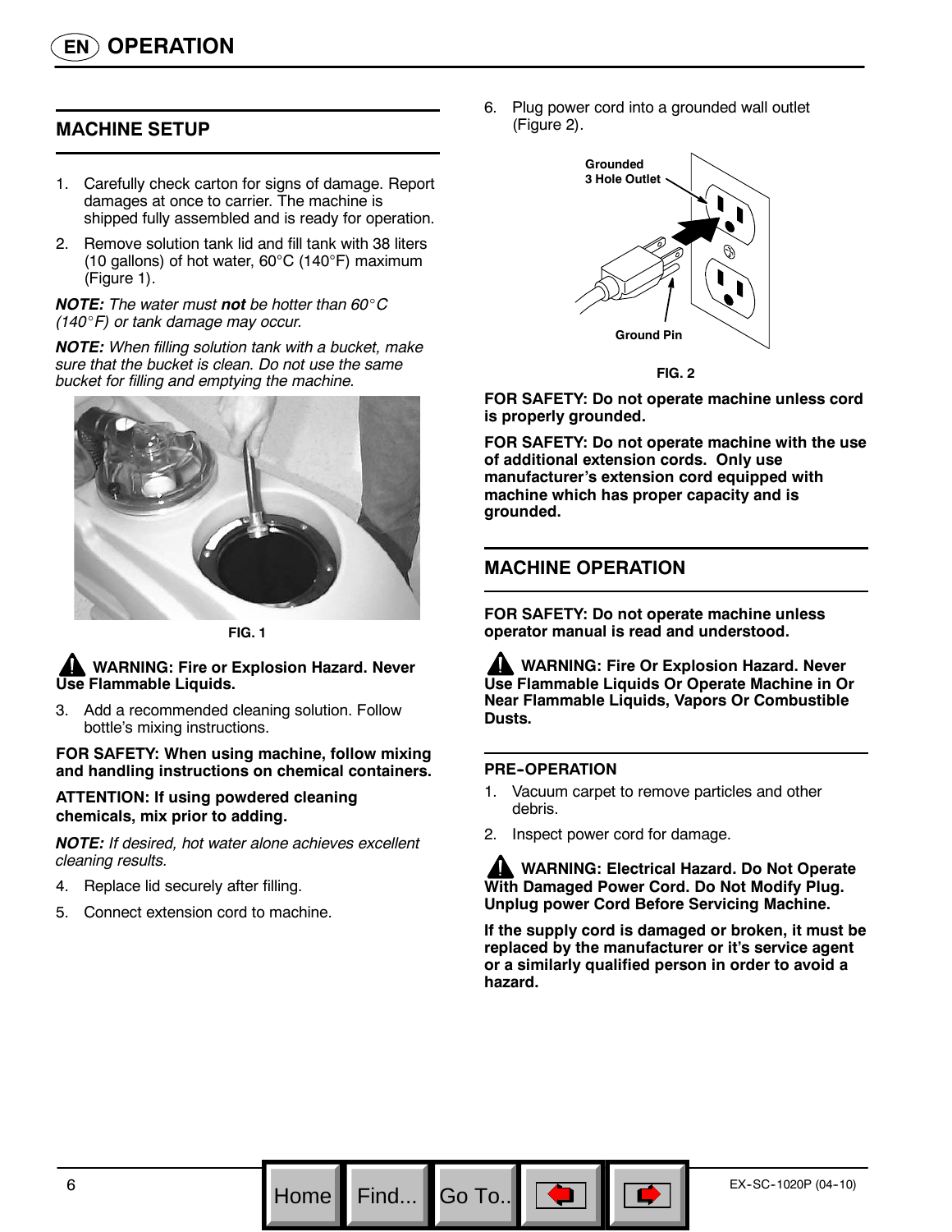# OPERATION

## MACHINE SETUP

1. Carefully check carton for signs of damage. Report damages at once to carrier. The machine is shipped fully assembled and is ready for operation.
2. Remove solution tank lid and fill tank with 38 liters (10 gallons) of hot water, 60°C (140°F) maximum (Figure 1).

***NOTE:*** *The water must* ***not*** *be hotter than 60°C (140°F) or tank damage may occur.*

***NOTE:*** *When filling solution tank with a bucket, make sure that the bucket is clean. Do not use the same bucket for filling and emptying the machine.*

FIG. 1

**WARNING: Fire or Explosion Hazard. Never Use Flammable Liquids.**

3. Add a recommended cleaning solution. Follow bottle's mixing instructions.

**FOR SAFETY: When using machine, follow mixing and handling instructions on chemical containers.**

**ATTENTION: If using powdered cleaning chemicals, mix prior to adding.**

***NOTE:*** *If desired, hot water alone achieves excellent cleaning results.*

4. Replace lid securely after filling.
5. Connect extension cord to machine.
6. Plug power cord into a grounded wall outlet (Figure 2).

Grounded 3 Hole Outlet

Ground Pin

FIG. 2

**FOR SAFETY: Do not operate machine unless cord is properly grounded.**

**FOR SAFETY: Do not operate machine with the use of additional extension cords. Only use manufacturer's extension cord equipped with machine which has proper capacity and is grounded.**

## MACHINE OPERATION

**FOR SAFETY: Do not operate machine unless operator manual is read and understood.**

**WARNING: Fire Or Explosion Hazard. Never Use Flammable Liquids Or Operate Machine in Or Near Flammable Liquids, Vapors Or Combustible Dusts.**

### PRE-OPERATION

1. Vacuum carpet to remove particles and other debris.
2. Inspect power cord for damage.

**WARNING: Electrical Hazard. Do Not Operate With Damaged Power Cord. Do Not Modify Plug. Unplug power Cord Before Servicing Machine.**

**If the supply cord is damaged or broken, it must be replaced by the manufacturer or it's service agent or a similarly qualified person in order to avoid a hazard.**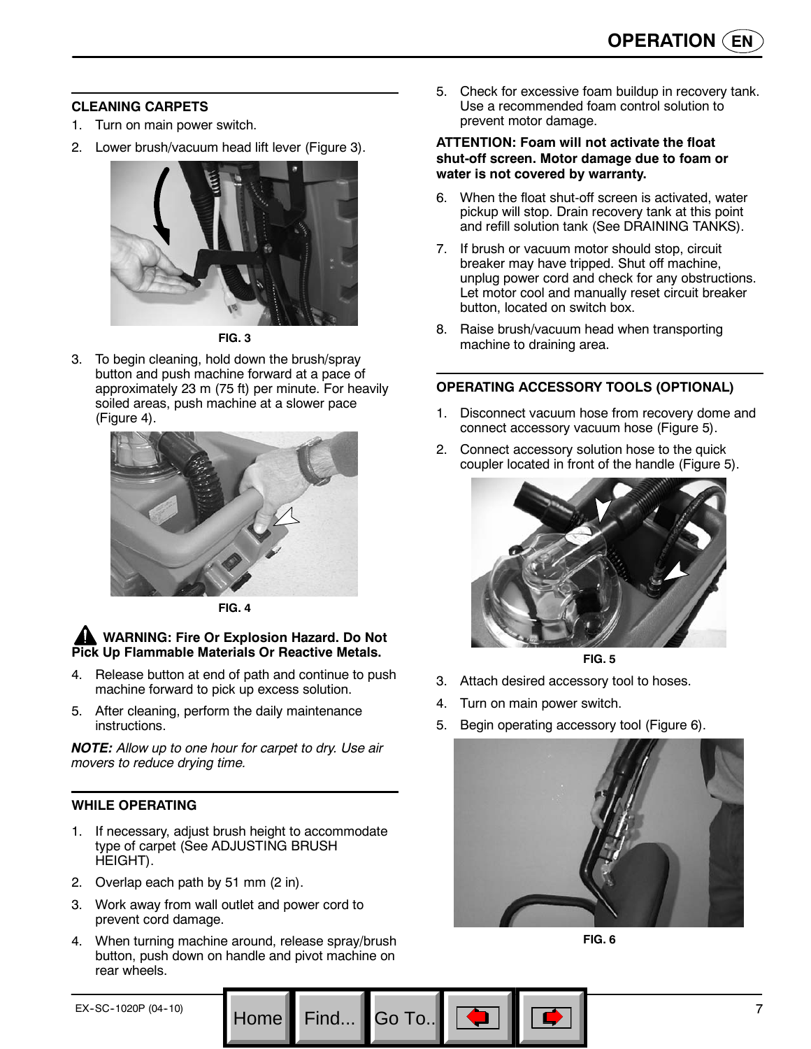## CLEANING CARPETS

1. Turn on main power switch.
2. Lower brush/vacuum head lift lever (Figure 3).

FIG. 3

3. To begin cleaning, hold down the brush/spray button and push machine forward at a pace of approximately 23 m (75 ft) per minute. For heavily soiled areas, push machine at a slower pace (Figure 4).

FIG. 4

**⚠ WARNING: Fire Or Explosion Hazard. Do Not Pick Up Flammable Materials Or Reactive Metals.**

4. Release button at end of path and continue to push machine forward to pick up excess solution.
5. After cleaning, perform the daily maintenance instructions.

***NOTE:*** *Allow up to one hour for carpet to dry. Use air movers to reduce drying time.*

## WHILE OPERATING

1. If necessary, adjust brush height to accommodate type of carpet (See ADJUSTING BRUSH HEIGHT).
2. Overlap each path by 51 mm (2 in).
3. Work away from wall outlet and power cord to prevent cord damage.
4. When turning machine around, release spray/brush button, push down on handle and pivot machine on rear wheels.
5. Check for excessive foam buildup in recovery tank. Use a recommended foam control solution to prevent motor damage.

**ATTENTION: Foam will not activate the float shut-off screen. Motor damage due to foam or water is not covered by warranty.**

6. When the float shut-off screen is activated, water pickup will stop. Drain recovery tank at this point and refill solution tank (See DRAINING TANKS).
7. If brush or vacuum motor should stop, circuit breaker may have tripped. Shut off machine, unplug power cord and check for any obstructions. Let motor cool and manually reset circuit breaker button, located on switch box.
8. Raise brush/vacuum head when transporting machine to draining area.

## OPERATING ACCESSORY TOOLS (OPTIONAL)

1. Disconnect vacuum hose from recovery dome and connect accessory vacuum hose (Figure 5).
2. Connect accessory solution hose to the quick coupler located in front of the handle (Figure 5).

FIG. 5

3. Attach desired accessory tool to hoses.
4. Turn on main power switch.
5. Begin operating accessory tool (Figure 6).

FIG. 6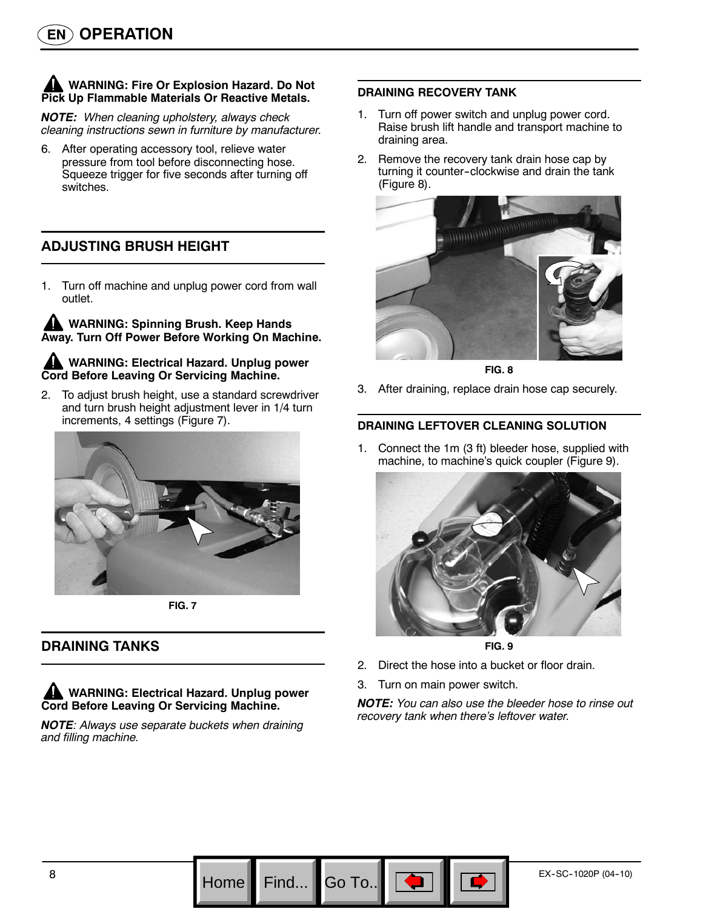## EN OPERATION

**WARNING: Fire Or Explosion Hazard. Do Not Pick Up Flammable Materials Or Reactive Metals.**

***NOTE:*** *When cleaning upholstery, always check cleaning instructions sewn in furniture by manufacturer.*

6. After operating accessory tool, relieve water pressure from tool before disconnecting hose. Squeeze trigger for five seconds after turning off switches.

## ADJUSTING BRUSH HEIGHT

1. Turn off machine and unplug power cord from wall outlet.

**WARNING: Spinning Brush. Keep Hands Away. Turn Off Power Before Working On Machine.**

**WARNING: Electrical Hazard. Unplug power Cord Before Leaving Or Servicing Machine.**

2. To adjust brush height, use a standard screwdriver and turn brush height adjustment lever in 1/4 turn increments, 4 settings (Figure 7).

**FIG. 7**

## DRAINING TANKS

**WARNING: Electrical Hazard. Unplug power Cord Before Leaving Or Servicing Machine.**

***NOTE****: Always use separate buckets when draining and filling machine.*

### DRAINING RECOVERY TANK

1. Turn off power switch and unplug power cord. Raise brush lift handle and transport machine to draining area.
2. Remove the recovery tank drain hose cap by turning it counter-clockwise and drain the tank (Figure 8).

**FIG. 8**

3. After draining, replace drain hose cap securely.

### DRAINING LEFTOVER CLEANING SOLUTION

1. Connect the 1m (3 ft) bleeder hose, supplied with machine, to machine's quick coupler (Figure 9).

**FIG. 9**

2. Direct the hose into a bucket or floor drain.
3. Turn on main power switch.

***NOTE:*** *You can also use the bleeder hose to rinse out recovery tank when there's leftover water.*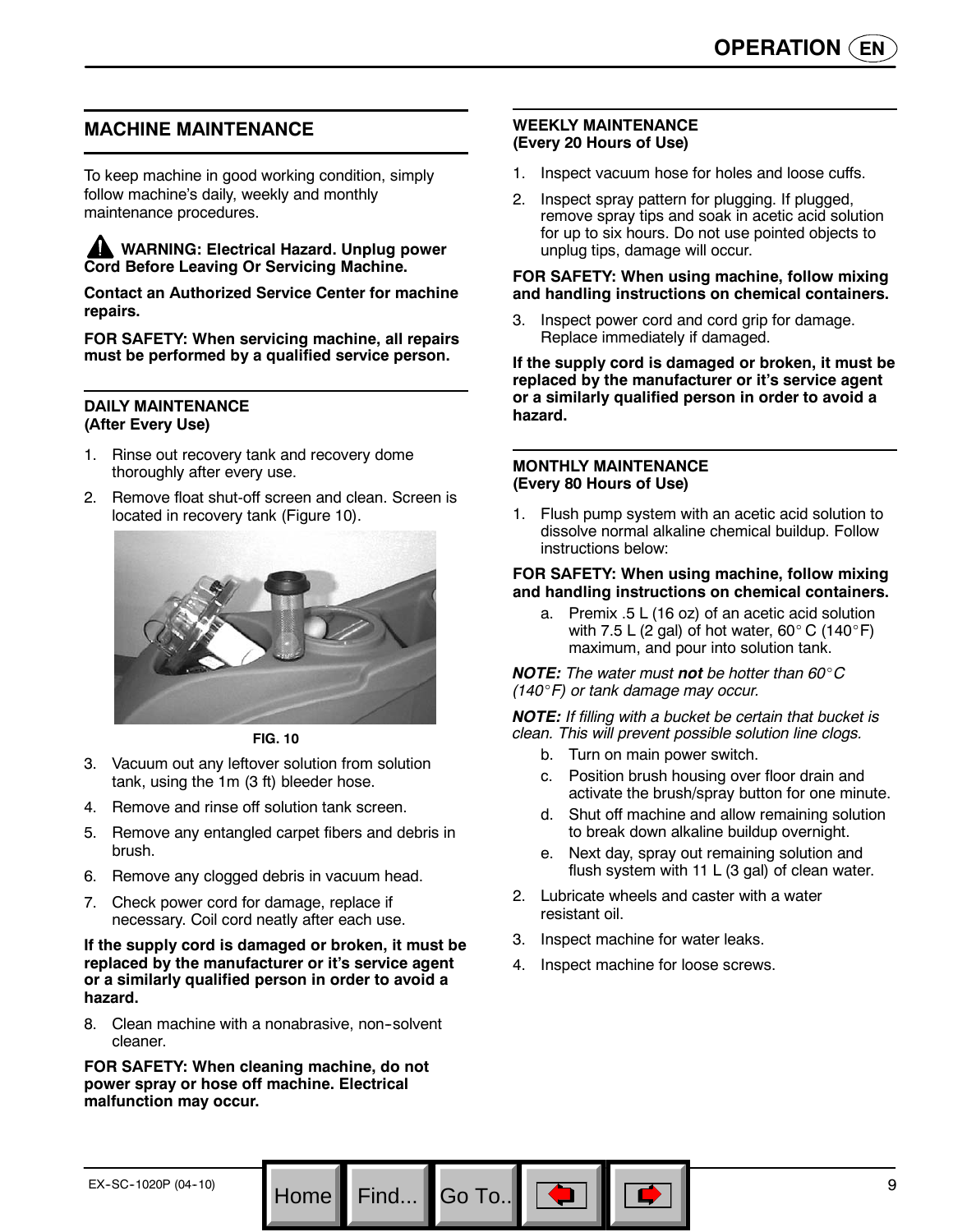## MACHINE MAINTENANCE

To keep machine in good working condition, simply follow machine's daily, weekly and monthly maintenance procedures.

**WARNING: Electrical Hazard. Unplug power Cord Before Leaving Or Servicing Machine.**

**Contact an Authorized Service Center for machine repairs.**

**FOR SAFETY: When servicing machine, all repairs must be performed by a qualified service person.**

### DAILY MAINTENANCE (After Every Use)

1. Rinse out recovery tank and recovery dome thoroughly after every use.
2. Remove float shut-off screen and clean. Screen is located in recovery tank (Figure 10).

FIG. 10

3. Vacuum out any leftover solution from solution tank, using the 1m (3 ft) bleeder hose.
4. Remove and rinse off solution tank screen.
5. Remove any entangled carpet fibers and debris in brush.
6. Remove any clogged debris in vacuum head.
7. Check power cord for damage, replace if necessary. Coil cord neatly after each use.

**If the supply cord is damaged or broken, it must be replaced by the manufacturer or it's service agent or a similarly qualified person in order to avoid a hazard.**

8. Clean machine with a nonabrasive, non-solvent cleaner.

**FOR SAFETY: When cleaning machine, do not power spray or hose off machine. Electrical malfunction may occur.**

### WEEKLY MAINTENANCE (Every 20 Hours of Use)

1. Inspect vacuum hose for holes and loose cuffs.
2. Inspect spray pattern for plugging. If plugged, remove spray tips and soak in acetic acid solution for up to six hours. Do not use pointed objects to unplug tips, damage will occur.

**FOR SAFETY: When using machine, follow mixing and handling instructions on chemical containers.**

3. Inspect power cord and cord grip for damage. Replace immediately if damaged.

**If the supply cord is damaged or broken, it must be replaced by the manufacturer or it's service agent or a similarly qualified person in order to avoid a hazard.**

### MONTHLY MAINTENANCE (Every 80 Hours of Use)

1. Flush pump system with an acetic acid solution to dissolve normal alkaline chemical buildup. Follow instructions below:

**FOR SAFETY: When using machine, follow mixing and handling instructions on chemical containers.**

   a. Premix .5 L (16 oz) of an acetic acid solution with 7.5 L (2 gal) of hot water, 60° C (140° F) maximum, and pour into solution tank.

***NOTE:*** *The water must* ***not*** *be hotter than 60° C (140° F) or tank damage may occur.*

***NOTE:*** *If filling with a bucket be certain that bucket is clean. This will prevent possible solution line clogs.*

   b. Turn on main power switch.
   c. Position brush housing over floor drain and activate the brush/spray button for one minute.
   d. Shut off machine and allow remaining solution to break down alkaline buildup overnight.
   e. Next day, spray out remaining solution and flush system with 11 L (3 gal) of clean water.

2. Lubricate wheels and caster with a water resistant oil.
3. Inspect machine for water leaks.
4. Inspect machine for loose screws.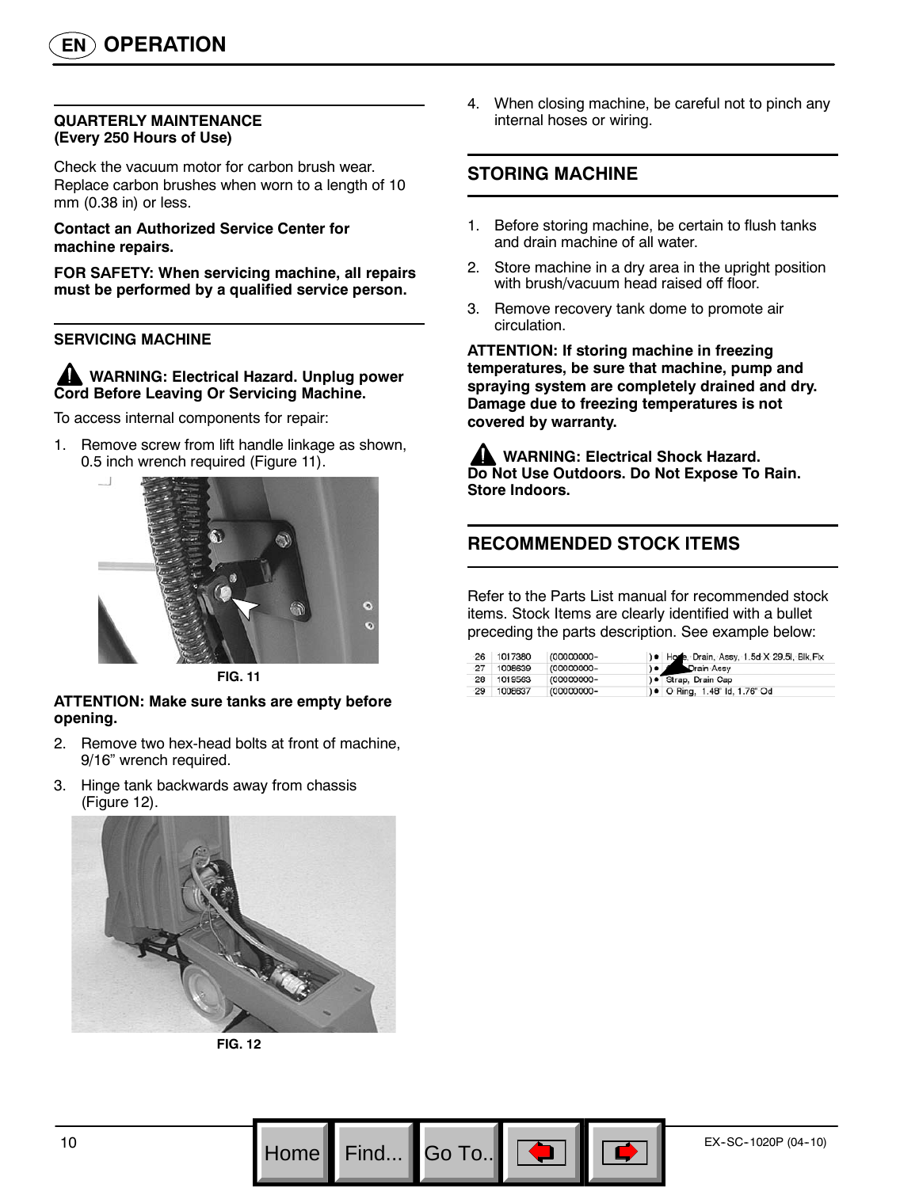# OPERATION

### QUARTERLY MAINTENANCE
### (Every 250 Hours of Use)

Check the vacuum motor for carbon brush wear. Replace carbon brushes when worn to a length of 10 mm (0.38 in) or less.

**Contact an Authorized Service Center for machine repairs.**

**FOR SAFETY: When servicing machine, all repairs must be performed by a qualified service person.**

### SERVICING MACHINE

**WARNING: Electrical Hazard. Unplug power Cord Before Leaving Or Servicing Machine.**

To access internal components for repair:

1. Remove screw from lift handle linkage as shown, 0.5 inch wrench required (Figure 11).

FIG. 11

**ATTENTION: Make sure tanks are empty before opening.**

2. Remove two hex-head bolts at front of machine, 9/16" wrench required.
3. Hinge tank backwards away from chassis (Figure 12).

FIG. 12

4. When closing machine, be careful not to pinch any internal hoses or wiring.

## STORING MACHINE

1. Before storing machine, be certain to flush tanks and drain machine of all water.
2. Store machine in a dry area in the upright position with brush/vacuum head raised off floor.
3. Remove recovery tank dome to promote air circulation.

**ATTENTION: If storing machine in freezing temperatures, be sure that machine, pump and spraying system are completely drained and dry. Damage due to freezing temperatures is not covered by warranty.**

**WARNING: Electrical Shock Hazard. Do Not Use Outdoors. Do Not Expose To Rain. Store Indoors.**

## RECOMMENDED STOCK ITEMS

Refer to the Parts List manual for recommended stock items. Stock Items are clearly identified with a bullet preceding the parts description. See example below:

| | | | | |
|---|---|---|---|---|
| 26 | 1017380 | (00000000- | ) ● | Hose, Drain, Assy, 1.5d X 29.5l, Blk,Fx |
| 27 | 1008639 | (00000000- | ) ● | Drain Assy |
| 28 | 1019563 | (00000000- | ) ● | Strap, Drain Cap |
| 29 | 1008637 | (00000000- | ) ● | O Ring, 1.48" Id, 1.76" Od |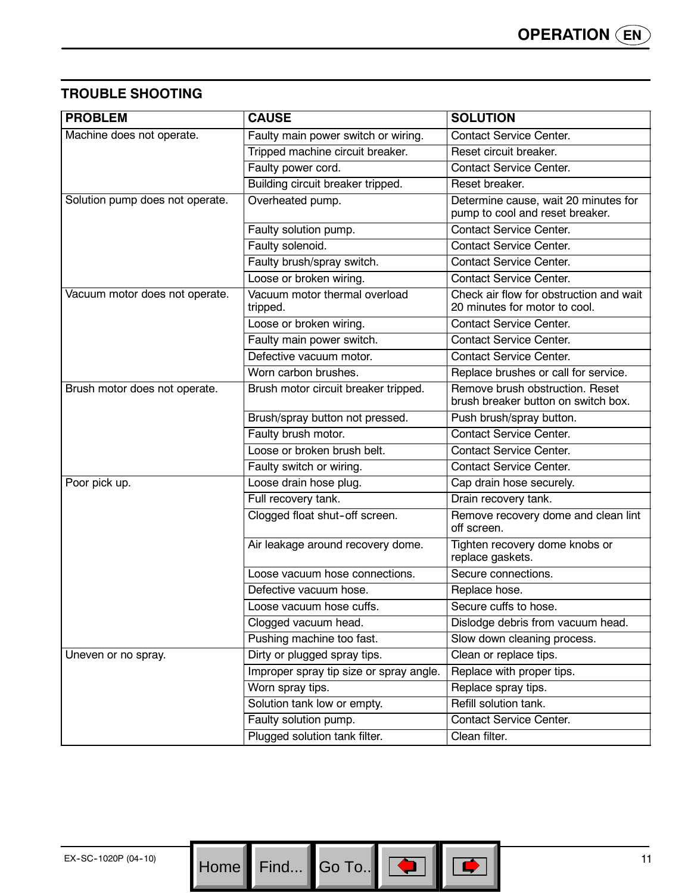## TROUBLE SHOOTING

| PROBLEM | CAUSE | SOLUTION |
|---|---|---|
| Machine does not operate. | Faulty main power switch or wiring. | Contact Service Center. |
| | Tripped machine circuit breaker. | Reset circuit breaker. |
| | Faulty power cord. | Contact Service Center. |
| | Building circuit breaker tripped. | Reset breaker. |
| Solution pump does not operate. | Overheated pump. | Determine cause, wait 20 minutes for pump to cool and reset breaker. |
| | Faulty solution pump. | Contact Service Center. |
| | Faulty solenoid. | Contact Service Center. |
| | Faulty brush/spray switch. | Contact Service Center. |
| | Loose or broken wiring. | Contact Service Center. |
| Vacuum motor does not operate. | Vacuum motor thermal overload tripped. | Check air flow for obstruction and wait 20 minutes for motor to cool. |
| | Loose or broken wiring. | Contact Service Center. |
| | Faulty main power switch. | Contact Service Center. |
| | Defective vacuum motor. | Contact Service Center. |
| | Worn carbon brushes. | Replace brushes or call for service. |
| Brush motor does not operate. | Brush motor circuit breaker tripped. | Remove brush obstruction. Reset brush breaker button on switch box. |
| | Brush/spray button not pressed. | Push brush/spray button. |
| | Faulty brush motor. | Contact Service Center. |
| | Loose or broken brush belt. | Contact Service Center. |
| | Faulty switch or wiring. | Contact Service Center. |
| Poor pick up. | Loose drain hose plug. | Cap drain hose securely. |
| | Full recovery tank. | Drain recovery tank. |
| | Clogged float shut-off screen. | Remove recovery dome and clean lint off screen. |
| | Air leakage around recovery dome. | Tighten recovery dome knobs or replace gaskets. |
| | Loose vacuum hose connections. | Secure connections. |
| | Defective vacuum hose. | Replace hose. |
| | Loose vacuum hose cuffs. | Secure cuffs to hose. |
| | Clogged vacuum head. | Dislodge debris from vacuum head. |
| | Pushing machine too fast. | Slow down cleaning process. |
| Uneven or no spray. | Dirty or plugged spray tips. | Clean or replace tips. |
| | Improper spray tip size or spray angle. | Replace with proper tips. |
| | Worn spray tips. | Replace spray tips. |
| | Solution tank low or empty. | Refill solution tank. |
| | Faulty solution pump. | Contact Service Center. |
| | Plugged solution tank filter. | Clean filter. |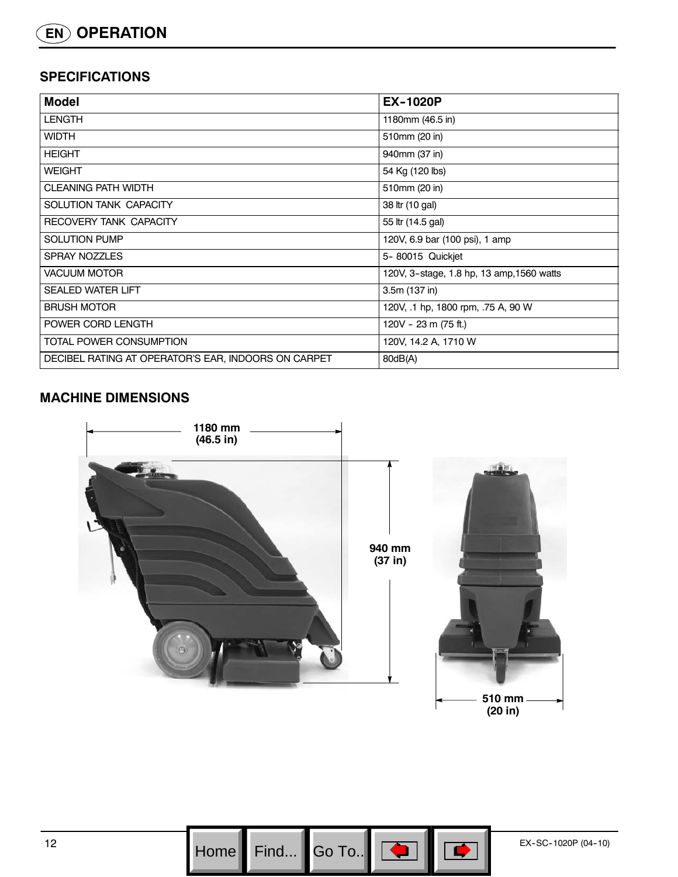# OPERATION

## SPECIFICATIONS

| Model | EX-1020P |
|---|---|
| LENGTH | 1180mm (46.5 in) |
| WIDTH | 510mm (20 in) |
| HEIGHT | 940mm (37 in) |
| WEIGHT | 54 Kg (120 lbs) |
| CLEANING PATH WIDTH | 510mm (20 in) |
| SOLUTION TANK CAPACITY | 38 ltr (10 gal) |
| RECOVERY TANK CAPACITY | 55 ltr (14.5 gal) |
| SOLUTION PUMP | 120V, 6.9 bar (100 psi), 1 amp |
| SPRAY NOZZLES | 5- 80015 Quickjet |
| VACUUM MOTOR | 120V, 3-stage, 1.8 hp, 13 amp,1560 watts |
| SEALED WATER LIFT | 3.5m (137 in) |
| BRUSH MOTOR | 120V, .1 hp, 1800 rpm, .75 A, 90 W |
| POWER CORD LENGTH | 120V - 23 m (75 ft.) |
| TOTAL POWER CONSUMPTION | 120V, 14.2 A, 1710 W |
| DECIBEL RATING AT OPERATOR'S EAR, INDOORS ON CARPET | 80dB(A) |

## MACHINE DIMENSIONS

1180 mm (46.5 in)

940 mm (37 in)

510 mm (20 in)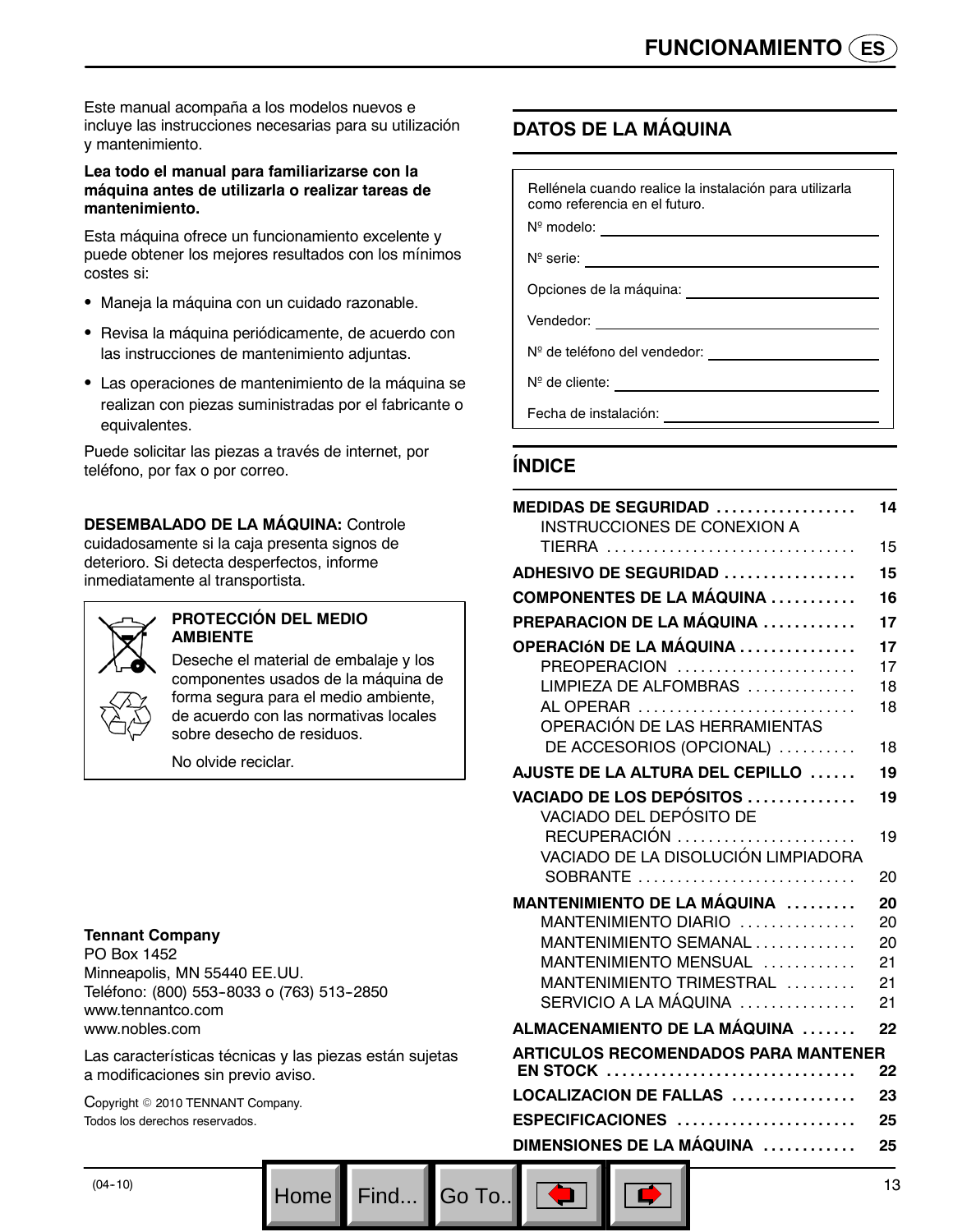Este manual acompaña a los modelos nuevos e incluye las instrucciones necesarias para su utilización y mantenimiento.

**Lea todo el manual para familiarizarse con la máquina antes de utilizarla o realizar tareas de mantenimiento.**

Esta máquina ofrece un funcionamiento excelente y puede obtener los mejores resultados con los mínimos costes si:

- Maneja la máquina con un cuidado razonable.
- Revisa la máquina periódicamente, de acuerdo con las instrucciones de mantenimiento adjuntas.
- Las operaciones de mantenimiento de la máquina se realizan con piezas suministradas por el fabricante o equivalentes.

Puede solicitar las piezas a través de internet, por teléfono, por fax o por correo.

**DESEMBALADO DE LA MÁQUINA:** Controle cuidadosamente si la caja presenta signos de deterioro. Si detecta desperfectos, informe inmediatamente al transportista.

**PROTECCIÓN DEL MEDIO AMBIENTE**

Deseche el material de embalaje y los componentes usados de la máquina de forma segura para el medio ambiente, de acuerdo con las normativas locales sobre desecho de residuos.

No olvide reciclar.

**Tennant Company**
PO Box 1452
Minneapolis, MN 55440 EE.UU.
Teléfono: (800) 553-8033 o (763) 513-2850
www.tennantco.com
www.nobles.com

Las características técnicas y las piezas están sujetas a modificaciones sin previo aviso.

Copyright © 2010 TENNANT Company.
Todos los derechos reservados.

## DATOS DE LA MÁQUINA

Rellénela cuando realice la instalación para utilizarla como referencia en el futuro.

Nº modelo: ____________________

Nº serie: ____________________

Opciones de la máquina: ____________________

Vendedor: ____________________

Nº de teléfono del vendedor: ____________________

Nº de cliente: ____________________

Fecha de instalación: ____________________

## ÍNDICE

| | |
|---|---|
| **MEDIDAS DE SEGURIDAD** | **14** |
| INSTRUCCIONES DE CONEXION A TIERRA | 15 |
| **ADHESIVO DE SEGURIDAD** | **15** |
| **COMPONENTES DE LA MÁQUINA** | **16** |
| **PREPARACION DE LA MÁQUINA** | **17** |
| **OPERACIóN DE LA MÁQUINA** | **17** |
| PREOPERACION | 17 |
| LIMPIEZA DE ALFOMBRAS | 18 |
| AL OPERAR | 18 |
| OPERACIÓN DE LAS HERRAMIENTAS DE ACCESORIOS (OPCIONAL) | 18 |
| **AJUSTE DE LA ALTURA DEL CEPILLO** | **19** |
| **VACIADO DE LOS DEPÓSITOS** | **19** |
| VACIADO DEL DEPÓSITO DE RECUPERACIÓN | 19 |
| VACIADO DE LA DISOLUCIÓN LIMPIADORA SOBRANTE | 20 |
| **MANTENIMIENTO DE LA MÁQUINA** | **20** |
| MANTENIMIENTO DIARIO | 20 |
| MANTENIMIENTO SEMANAL | 20 |
| MANTENIMIENTO MENSUAL | 21 |
| MANTENIMIENTO TRIMESTRAL | 21 |
| SERVICIO A LA MÁQUINA | 21 |
| **ALMACENAMIENTO DE LA MÁQUINA** | **22** |
| **ARTICULOS RECOMENDADOS PARA MANTENER EN STOCK** | **22** |
| **LOCALIZACION DE FALLAS** | **23** |
| **ESPECIFICACIONES** | **25** |
| **DIMENSIONES DE LA MÁQUINA** | **25** |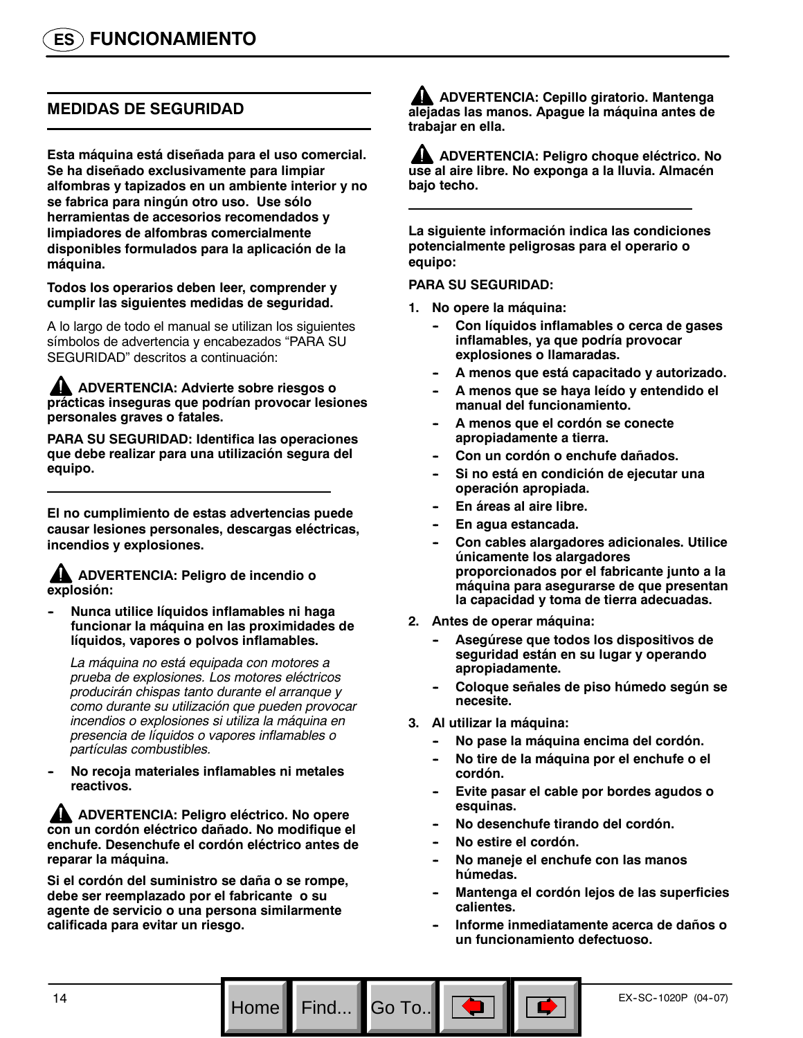# FUNCIONAMIENTO

## MEDIDAS DE SEGURIDAD

**Esta máquina está diseñada para el uso comercial. Se ha diseñado exclusivamente para limpiar alfombras y tapizados en un ambiente interior y no se fabrica para ningún otro uso. Use sólo herramientas de accesorios recomendados y limpiadores de alfombras comercialmente disponibles formulados para la aplicación de la máquina.**

**Todos los operarios deben leer, comprender y cumplir las siguientes medidas de seguridad.**

A lo largo de todo el manual se utilizan los siguientes símbolos de advertencia y encabezados “PARA SU SEGURIDAD” descritos a continuación:

**⚠ ADVERTENCIA: Advierte sobre riesgos o prácticas inseguras que podrían provocar lesiones personales graves o fatales.**

**PARA SU SEGURIDAD: Identifica las operaciones que debe realizar para una utilización segura del equipo.**

---

**El no cumplimiento de estas advertencias puede causar lesiones personales, descargas eléctricas, incendios y explosiones.**

**⚠ ADVERTENCIA: Peligro de incendio o explosión:**

- **Nunca utilice líquidos inflamables ni haga funcionar la máquina en las proximidades de líquidos, vapores o polvos inflamables.**

  *La máquina no está equipada con motores a prueba de explosiones. Los motores eléctricos producirán chispas tanto durante el arranque y como durante su utilización que pueden provocar incendios o explosiones si utiliza la máquina en presencia de líquidos o vapores inflamables o partículas combustibles.*

- **No recoja materiales inflamables ni metales reactivos.**

**⚠ ADVERTENCIA: Peligro eléctrico. No opere con un cordón eléctrico dañado. No modifique el enchufe. Desenchufe el cordón eléctrico antes de reparar la máquina.**

**Si el cordón del suministro se daña o se rompe, debe ser reemplazado por el fabricante o su agente de servicio o una persona similarmente calificada para evitar un riesgo.**

**⚠ ADVERTENCIA: Cepillo giratorio. Mantenga alejadas las manos. Apague la máquina antes de trabajar en ella.**

**⚠ ADVERTENCIA: Peligro choque eléctrico. No use al aire libre. No exponga a la lluvia. Almacén bajo techo.**

---

**La siguiente información indica las condiciones potencialmente peligrosas para el operario o equipo:**

**PARA SU SEGURIDAD:**

1. **No opere la máquina:**
   - **Con líquidos inflamables o cerca de gases inflamables, ya que podría provocar explosiones o llamaradas.**
   - **A menos que está capacitado y autorizado.**
   - **A menos que se haya leído y entendido el manual del funcionamiento.**
   - **A menos que el cordón se conecte apropiadamente a tierra.**
   - **Con un cordón o enchufe dañados.**
   - **Si no está en condición de ejecutar una operación apropiada.**
   - **En áreas al aire libre.**
   - **En agua estancada.**
   - **Con cables alargadores adicionales. Utilice únicamente los alargadores proporcionados por el fabricante junto a la máquina para asegurarse de que presentan la capacidad y toma de tierra adecuadas.**
2. **Antes de operar máquina:**
   - **Asegúrese que todos los dispositivos de seguridad están en su lugar y operando apropiadamente.**
   - **Coloque señales de piso húmedo según se necesite.**
3. **Al utilizar la máquina:**
   - **No pase la máquina encima del cordón.**
   - **No tire de la máquina por el enchufe o el cordón.**
   - **Evite pasar el cable por bordes agudos o esquinas.**
   - **No desenchufe tirando del cordón.**
   - **No estire el cordón.**
   - **No maneje el enchufe con las manos húmedas.**
   - **Mantenga el cordón lejos de las superficies calientes.**
   - **Informe inmediatamente acerca de daños o un funcionamiento defectuoso.**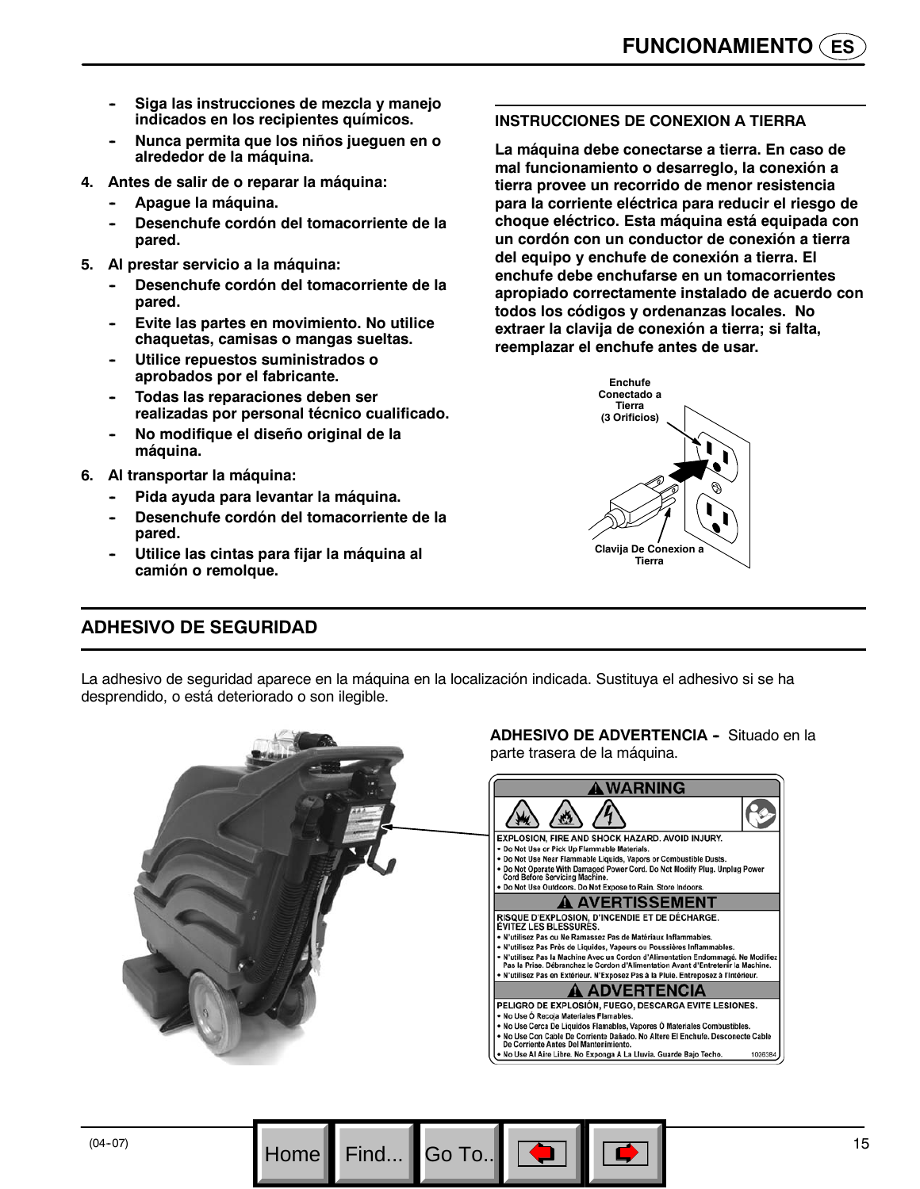- **Siga las instrucciones de mezcla y manejo indicados en los recipientes químicos.**
- **Nunca permita que los niños jueguen en o alrededor de la máquina.**

4. **Antes de salir de o reparar la máquina:**
   - **Apague la máquina.**
   - **Desenchufe cordón del tomacorriente de la pared.**
5. **Al prestar servicio a la máquina:**
   - **Desenchufe cordón del tomacorriente de la pared.**
   - **Evite las partes en movimiento. No utilice chaquetas, camisas o mangas sueltas.**
   - **Utilice repuestos suministrados o aprobados por el fabricante.**
   - **Todas las reparaciones deben ser realizadas por personal técnico cualificado.**
   - **No modifique el diseño original de la máquina.**
6. **Al transportar la máquina:**
   - **Pida ayuda para levantar la máquina.**
   - **Desenchufe cordón del tomacorriente de la pared.**
   - **Utilice las cintas para fijar la máquina al camión o remolque.**

### INSTRUCCIONES DE CONEXION A TIERRA

**La máquina debe conectarse a tierra. En caso de mal funcionamiento o desarreglo, la conexión a tierra provee un recorrido de menor resistencia para la corriente eléctrica para reducir el riesgo de choque eléctrico. Esta máquina está equipada con un cordón con un conductor de conexión a tierra del equipo y enchufe de conexión a tierra. El enchufe debe enchufarse en un tomacorrientes apropiado correctamente instalado de acuerdo con todos los códigos y ordenanzas locales. No extraer la clavija de conexión a tierra; si falta, reemplazar el enchufe antes de usar.**

Enchufe Conectado a Tierra (3 Orificios)

Clavija De Conexion a Tierra

## ADHESIVO DE SEGURIDAD

La adhesivo de seguridad aparece en la máquina en la localización indicada. Sustituya el adhesivo si se ha desprendido, o está deteriorado o son ilegible.

**ADHESIVO DE ADVERTENCIA -** Situado en la parte trasera de la máquina.

**⚠ WARNING**

EXPLOSION, FIRE AND SHOCK HAZARD. AVOID INJURY.
- Do Not Use or Pick Up Flammable Materials.
- Do Not Use Near Flammable Liquids, Vapors or Combustible Dusts.
- Do Not Operate With Damaged Power Cord. Do Not Modify Plug. Unplug Power Cord Before Servicing Machine.
- Do Not Use Outdoors. Do Not Expose to Rain. Store Indoors.

**⚠ AVERTISSEMENT**

RISQUE D'EXPLOSION, D'INCENDIE ET DE DÉCHARGE. ÉVITEZ LES BLESSURES.
- N'utilisez Pas ou Ne Ramassez Pas de Matériaux Inflammables.
- N'utilisez Pas Près de Liquides, Vapeurs ou Poussières Inflammables.
- N'utilisez Pas la Machine Avec un Cordon d'Alimentation Endommagé. Ne Modifiez Pas la Prise. Débranchez le Cordon d'Alimentation Avant d'Entretenir la Machine.
- N'utilisez Pas en Extérieur. N'Exposez Pas à la Pluie. Entreposez à l'intérieur.

**⚠ ADVERTENCIA**

PELIGRO DE EXPLOSIÓN, FUEGO, DESCARGA EVITE LESIONES.
- No Use Ó Recoja Materiales Flamables.
- No Use Cerca De Líquidos Flamables, Vapores Ó Materiales Combustibles.
- No Use Con Cable De Corriente Dañado. No Altere El Enchufe. Desconecte Cable De Corriente Antes Del Mantenimiento.
- No Use Al Aire Libre. No Exponga A La Lluvia. Guarde Bajo Techo.

1026384

(04-07)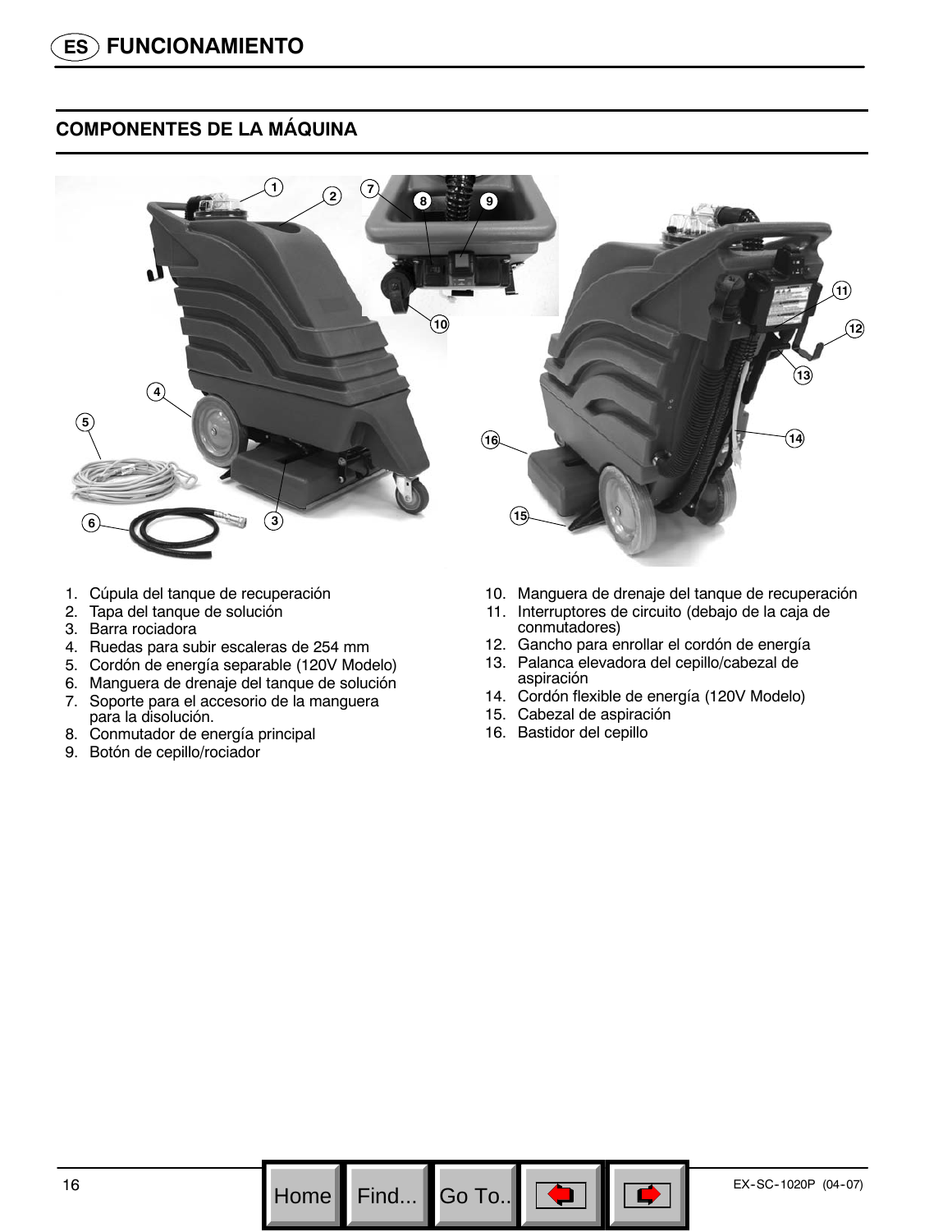# FUNCIONAMIENTO

## COMPONENTES DE LA MÁQUINA

1. Cúpula del tanque de recuperación
2. Tapa del tanque de solución
3. Barra rociadora
4. Ruedas para subir escaleras de 254 mm
5. Cordón de energía separable (120V Modelo)
6. Manguera de drenaje del tanque de solución
7. Soporte para el accesorio de la manguera para la disolución.
8. Conmutador de energía principal
9. Botón de cepillo/rociador
10. Manguera de drenaje del tanque de recuperación
11. Interruptores de circuito (debajo de la caja de conmutadores)
12. Gancho para enrollar el cordón de energía
13. Palanca elevadora del cepillo/cabezal de aspiración
14. Cordón flexible de energía (120V Modelo)
15. Cabezal de aspiración
16. Bastidor del cepillo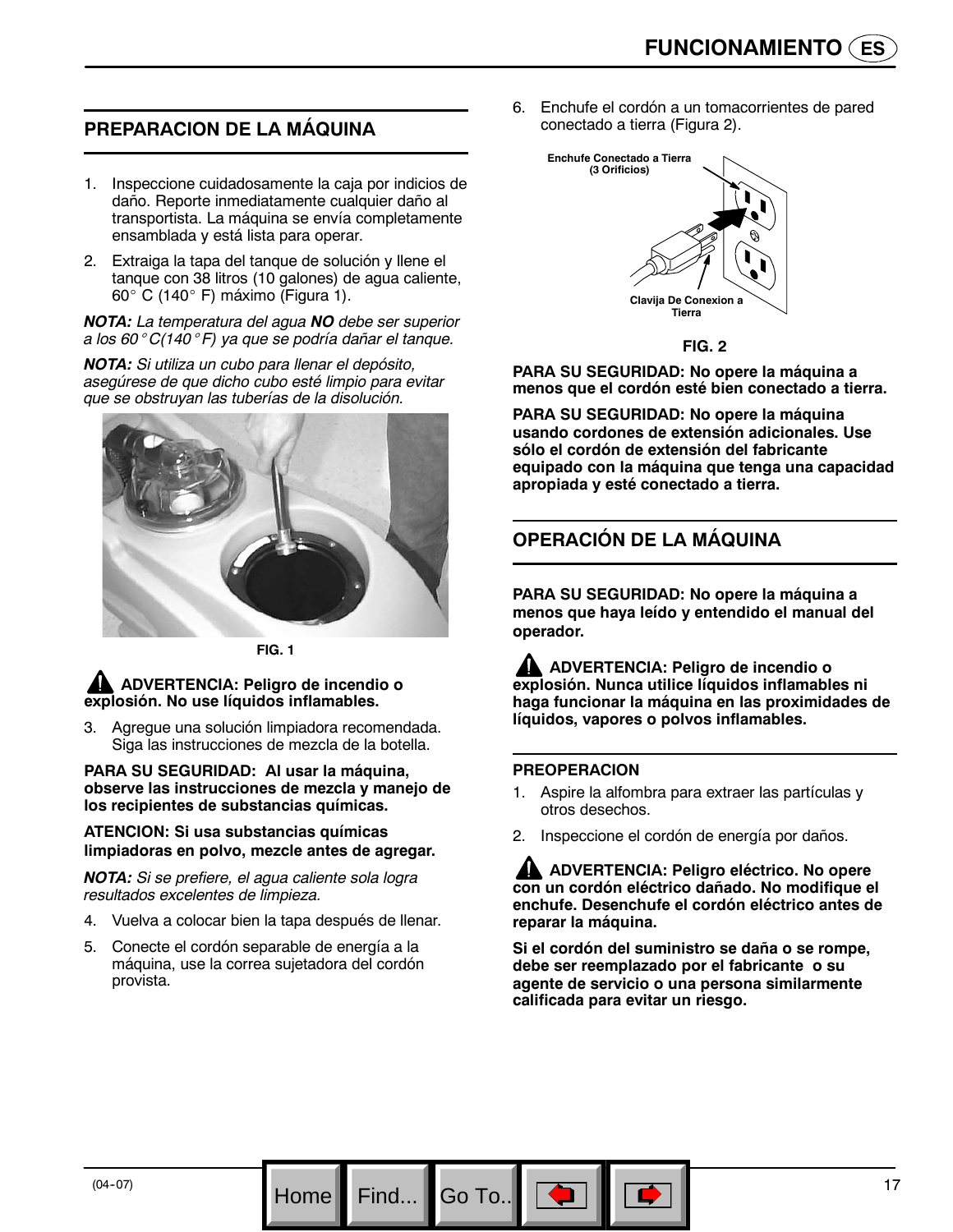## PREPARACION DE LA MÁQUINA

1. Inspeccione cuidadosamente la caja por indicios de daño. Reporte inmediatamente cualquier daño al transportista. La máquina se envía completamente ensamblada y está lista para operar.
2. Extraiga la tapa del tanque de solución y llene el tanque con 38 litros (10 galones) de agua caliente, 60° C (140° F) máximo (Figura 1).

***NOTA:*** *La temperatura del agua* ***NO*** *debe ser superior a los 60°C(140°F) ya que se podría dañar el tanque.*

***NOTA:*** *Si utiliza un cubo para llenar el depósito, asegúrese de que dicho cubo esté limpio para evitar que se obstruyan las tuberías de la disolución.*

FIG. 1

**ADVERTENCIA: Peligro de incendio o explosión. No use líquidos inflamables.**

3. Agregue una solución limpiadora recomendada. Siga las instrucciones de mezcla de la botella.

**PARA SU SEGURIDAD: Al usar la máquina, observe las instrucciones de mezcla y manejo de los recipientes de substancias químicas.**

**ATENCION: Si usa substancias químicas limpiadoras en polvo, mezcle antes de agregar.**

***NOTA:*** *Si se prefiere, el agua caliente sola logra resultados excelentes de limpieza.*

4. Vuelva a colocar bien la tapa después de llenar.
5. Conecte el cordón separable de energía a la máquina, use la correa sujetadora del cordón provista.
6. Enchufe el cordón a un tomacorrientes de pared conectado a tierra (Figura 2).

Enchufe Conectado a Tierra (3 Orificios)

Clavija De Conexion a Tierra

FIG. 2

**PARA SU SEGURIDAD: No opere la máquina a menos que el cordón esté bien conectado a tierra.**

**PARA SU SEGURIDAD: No opere la máquina usando cordones de extensión adicionales. Use sólo el cordón de extensión del fabricante equipado con la máquina que tenga una capacidad apropiada y esté conectado a tierra.**

## OPERACIÓN DE LA MÁQUINA

**PARA SU SEGURIDAD: No opere la máquina a menos que haya leído y entendido el manual del operador.**

**ADVERTENCIA: Peligro de incendio o explosión. Nunca utilice líquidos inflamables ni haga funcionar la máquina en las proximidades de líquidos, vapores o polvos inflamables.**

### PREOPERACION

1. Aspire la alfombra para extraer las partículas y otros desechos.
2. Inspeccione el cordón de energía por daños.

**ADVERTENCIA: Peligro eléctrico. No opere con un cordón eléctrico dañado. No modifique el enchufe. Desenchufe el cordón eléctrico antes de reparar la máquina.**

**Si el cordón del suministro se daña o se rompe, debe ser reemplazado por el fabricante o su agente de servicio o una persona similarmente calificada para evitar un riesgo.**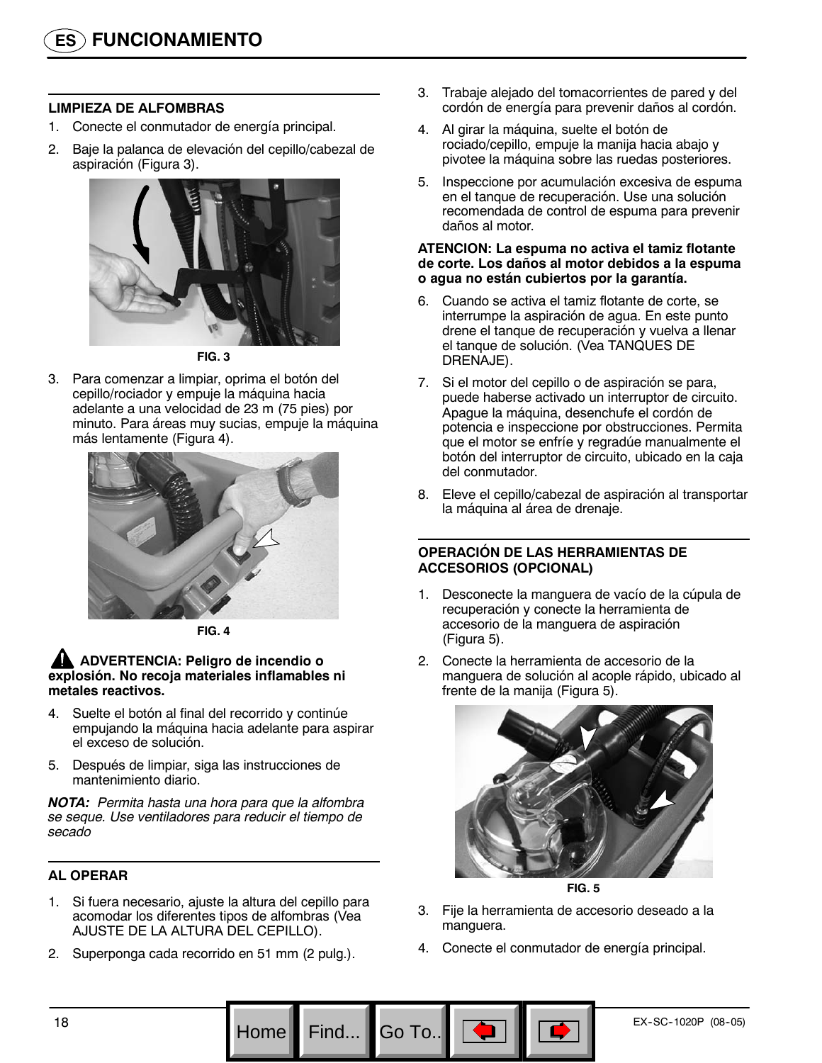## FUNCIONAMIENTO

### LIMPIEZA DE ALFOMBRAS

1. Conecte el conmutador de energía principal.
2. Baje la palanca de elevación del cepillo/cabezal de aspiración (Figura 3).

FIG. 3

3. Para comenzar a limpiar, oprima el botón del cepillo/rociador y empuje la máquina hacia adelante a una velocidad de 23 m (75 pies) por minuto. Para áreas muy sucias, empuje la máquina más lentamente (Figura 4).

FIG. 4

**ADVERTENCIA: Peligro de incendio o explosión. No recoja materiales inflamables ni metales reactivos.**

4. Suelte el botón al final del recorrido y continúe empujando la máquina hacia adelante para aspirar el exceso de solución.
5. Después de limpiar, siga las instrucciones de mantenimiento diario.

***NOTA:*** *Permita hasta una hora para que la alfombra se seque. Use ventiladores para reducir el tiempo de secado*

### AL OPERAR

1. Si fuera necesario, ajuste la altura del cepillo para acomodar los diferentes tipos de alfombras (Vea AJUSTE DE LA ALTURA DEL CEPILLO).
2. Superponga cada recorrido en 51 mm (2 pulg.).
3. Trabaje alejado del tomacorrientes de pared y del cordón de energía para prevenir daños al cordón.
4. Al girar la máquina, suelte el botón de rociado/cepillo, empuje la manija hacia abajo y pivotee la máquina sobre las ruedas posteriores.
5. Inspeccione por acumulación excesiva de espuma en el tanque de recuperación. Use una solución recomendada de control de espuma para prevenir daños al motor.

**ATENCION: La espuma no activa el tamiz flotante de corte. Los daños al motor debidos a la espuma o agua no están cubiertos por la garantía.**

6. Cuando se activa el tamiz flotante de corte, se interrumpe la aspiración de agua. En este punto drene el tanque de recuperación y vuelva a llenar el tanque de solución. (Vea TANQUES DE DRENAJE).
7. Si el motor del cepillo o de aspiración se para, puede haberse activado un interruptor de circuito. Apague la máquina, desenchufe el cordón de potencia e inspeccione por obstrucciones. Permita que el motor se enfríe y regradúe manualmente el botón del interruptor de circuito, ubicado en la caja del conmutador.
8. Eleve el cepillo/cabezal de aspiración al transportar la máquina al área de drenaje.

### OPERACIÓN DE LAS HERRAMIENTAS DE ACCESORIOS (OPCIONAL)

1. Desconecte la manguera de vacío de la cúpula de recuperación y conecte la herramienta de accesorio de la manguera de aspiración (Figura 5).
2. Conecte la herramienta de accesorio de la manguera de solución al acople rápido, ubicado al frente de la manija (Figura 5).

FIG. 5

3. Fije la herramienta de accesorio deseado a la manguera.
4. Conecte el conmutador de energía principal.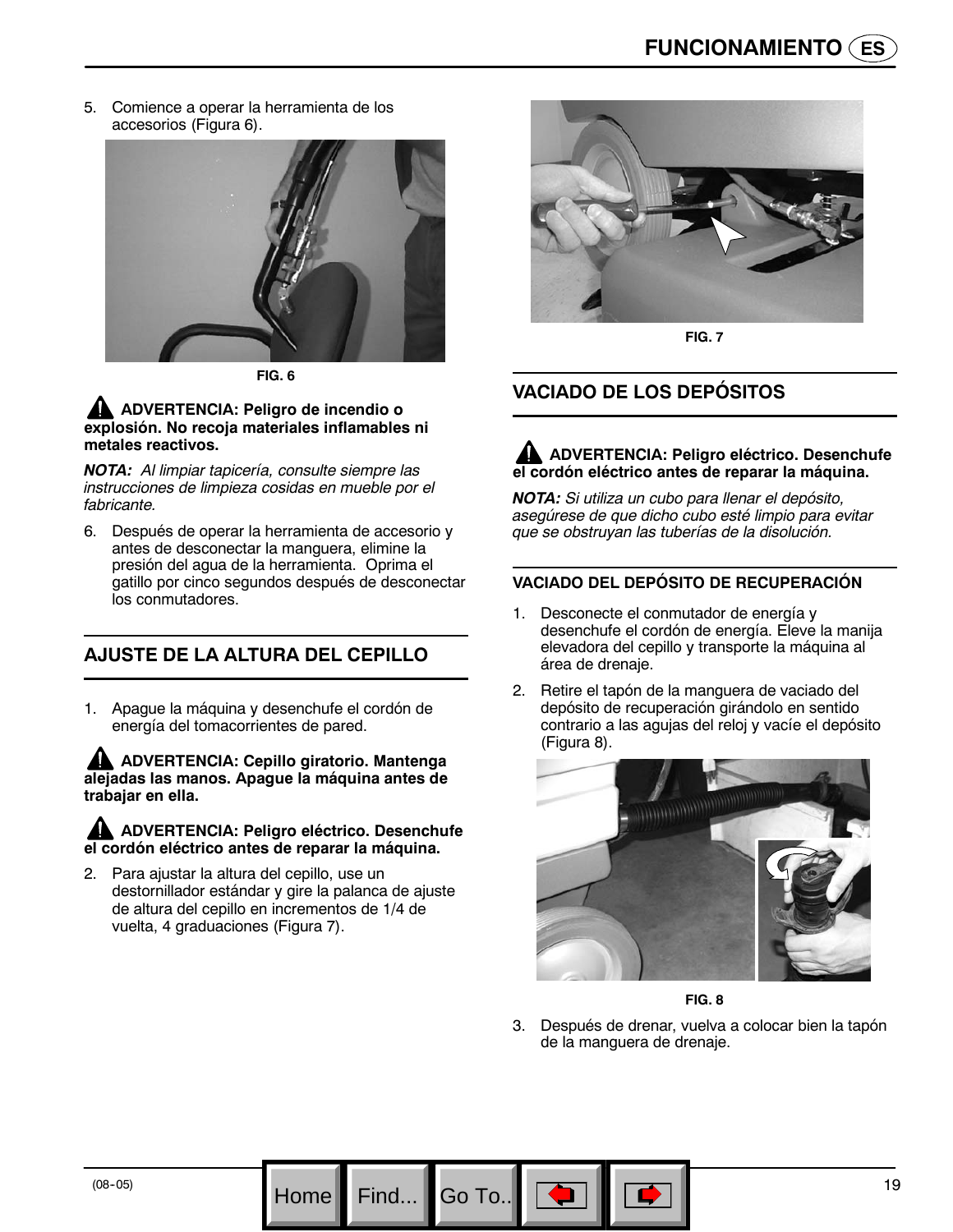5. Comience a operar la herramienta de los accesorios (Figura 6).

**FIG. 6**

**⚠ ADVERTENCIA: Peligro de incendio o explosión. No recoja materiales inflamables ni metales reactivos.**

***NOTA:*** *Al limpiar tapicería, consulte siempre las instrucciones de limpieza cosidas en mueble por el fabricante.*

6. Después de operar la herramienta de accesorio y antes de desconectar la manguera, elimine la presión del agua de la herramienta. Oprima el gatillo por cinco segundos después de desconectar los conmutadores.

## AJUSTE DE LA ALTURA DEL CEPILLO

1. Apague la máquina y desenchufe el cordón de energía del tomacorrientes de pared.

**⚠ ADVERTENCIA: Cepillo giratorio. Mantenga alejadas las manos. Apague la máquina antes de trabajar en ella.**

**⚠ ADVERTENCIA: Peligro eléctrico. Desenchufe el cordón eléctrico antes de reparar la máquina.**

2. Para ajustar la altura del cepillo, use un destornillador estándar y gire la palanca de ajuste de altura del cepillo en incrementos de 1/4 de vuelta, 4 graduaciones (Figura 7).

**FIG. 7**

## VACIADO DE LOS DEPÓSITOS

**⚠ ADVERTENCIA: Peligro eléctrico. Desenchufe el cordón eléctrico antes de reparar la máquina.**

***NOTA:*** *Si utiliza un cubo para llenar el depósito, asegúrese de que dicho cubo esté limpio para evitar que se obstruyan las tuberías de la disolución.*

### VACIADO DEL DEPÓSITO DE RECUPERACIÓN

1. Desconecte el conmutador de energía y desenchufe el cordón de energía. Eleve la manija elevadora del cepillo y transporte la máquina al área de drenaje.
2. Retire el tapón de la manguera de vaciado del depósito de recuperación girándolo en sentido contrario a las agujas del reloj y vacíe el depósito (Figura 8).

**FIG. 8**

3. Después de drenar, vuelva a colocar bien la tapón de la manguera de drenaje.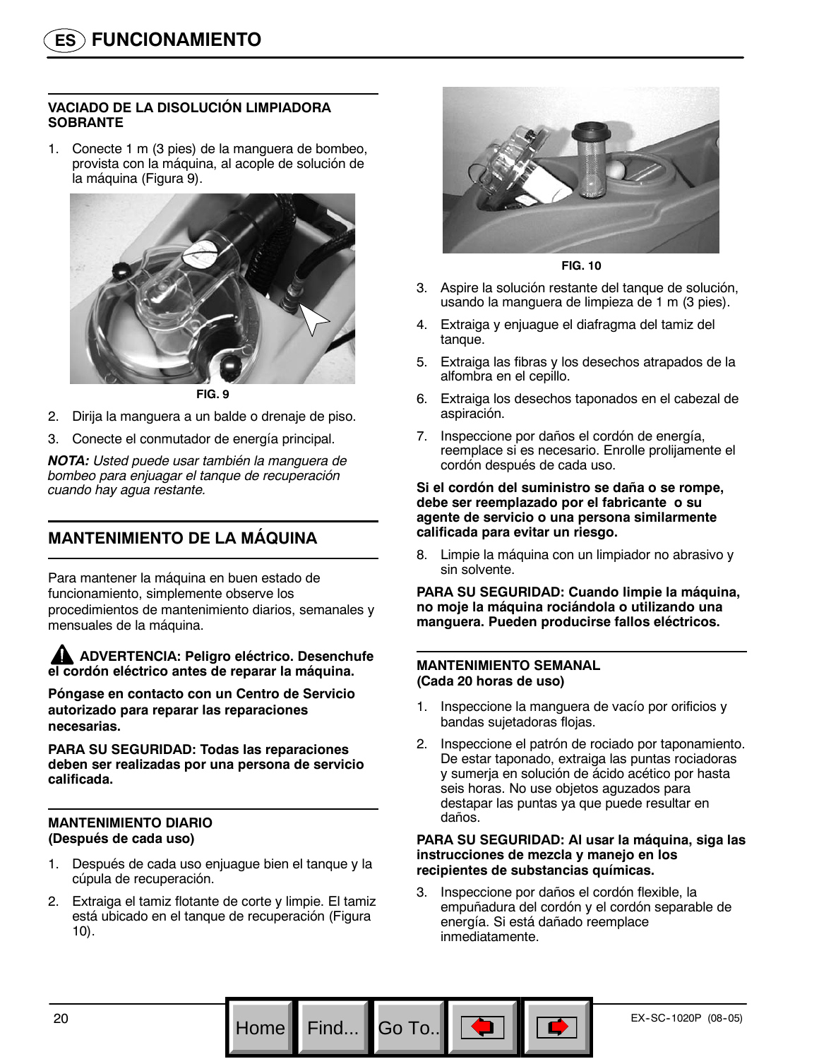# FUNCIONAMIENTO

### VACIADO DE LA DISOLUCIÓN LIMPIADORA SOBRANTE

1. Conecte 1 m (3 pies) de la manguera de bombeo, provista con la máquina, al acople de solución de la máquina (Figura 9).

FIG. 9

2. Dirija la manguera a un balde o drenaje de piso.
3. Conecte el conmutador de energía principal.

***NOTA:*** *Usted puede usar también la manguera de bombeo para enjuagar el tanque de recuperación cuando hay agua restante.*

## MANTENIMIENTO DE LA MÁQUINA

Para mantener la máquina en buen estado de funcionamiento, simplemente observe los procedimientos de mantenimiento diarios, semanales y mensuales de la máquina.

**⚠ ADVERTENCIA: Peligro eléctrico. Desenchufe el cordón eléctrico antes de reparar la máquina.**

**Póngase en contacto con un Centro de Servicio autorizado para reparar las reparaciones necesarias.**

**PARA SU SEGURIDAD: Todas las reparaciones deben ser realizadas por una persona de servicio calificada.**

### MANTENIMIENTO DIARIO (Después de cada uso)

1. Después de cada uso enjuague bien el tanque y la cúpula de recuperación.
2. Extraiga el tamiz flotante de corte y limpie. El tamiz está ubicado en el tanque de recuperación (Figura 10).

FIG. 10

3. Aspire la solución restante del tanque de solución, usando la manguera de limpieza de 1 m (3 pies).
4. Extraiga y enjuague el diafragma del tamiz del tanque.
5. Extraiga las fibras y los desechos atrapados de la alfombra en el cepillo.
6. Extraiga los desechos taponados en el cabezal de aspiración.
7. Inspeccione por daños el cordón de energía, reemplace si es necesario. Enrolle prolijamente el cordón después de cada uso.

**Si el cordón del suministro se daña o se rompe, debe ser reemplazado por el fabricante o su agente de servicio o una persona similarmente calificada para evitar un riesgo.**

8. Limpie la máquina con un limpiador no abrasivo y sin solvente.

**PARA SU SEGURIDAD: Cuando limpie la máquina, no moje la máquina rociándola o utilizando una manguera. Pueden producirse fallos eléctricos.**

### MANTENIMIENTO SEMANAL (Cada 20 horas de uso)

1. Inspeccione la manguera de vacío por orificios y bandas sujetadoras flojas.
2. Inspeccione el patrón de rociado por taponamiento. De estar taponado, extraiga las puntas rociadoras y sumerja en solución de ácido acético por hasta seis horas. No use objetos aguzados para destapar las puntas ya que puede resultar en daños.

**PARA SU SEGURIDAD: Al usar la máquina, siga las instrucciones de mezcla y manejo en los recipientes de substancias químicas.**

3. Inspeccione por daños el cordón flexible, la empuñadura del cordón y el cordón separable de energía. Si está dañado reemplace inmediatamente.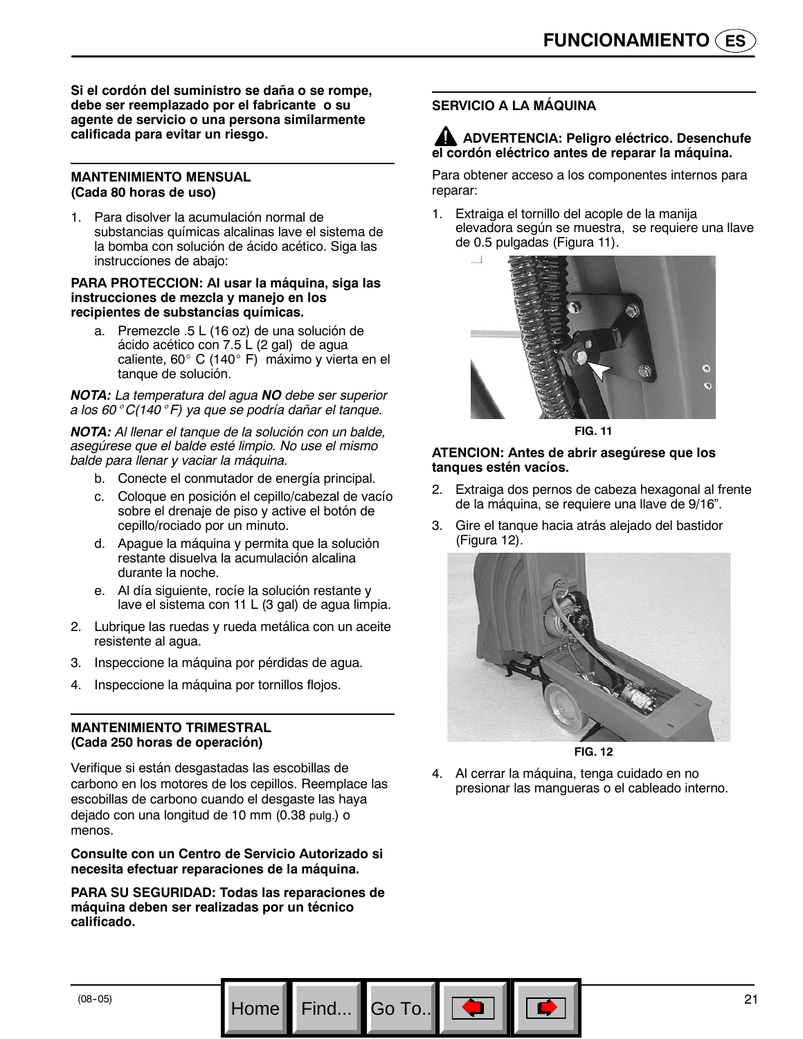**Si el cordón del suministro se daña o se rompe, debe ser reemplazado por el fabricante o su agente de servicio o una persona similarmente calificada para evitar un riesgo.**

### MANTENIMIENTO MENSUAL (Cada 80 horas de uso)

1. Para disolver la acumulación normal de substancias químicas alcalinas lave el sistema de la bomba con solución de ácido acético. Siga las instrucciones de abajo:

**PARA PROTECCION: Al usar la máquina, siga las instrucciones de mezcla y manejo en los recipientes de substancias químicas.**

   a. Premezcle .5 L (16 oz) de una solución de ácido acético con 7.5 L (2 gal) de agua caliente, 60° C (140° F) máximo y vierta en el tanque de solución.

***NOTA:*** *La temperatura del agua* ***NO*** *debe ser superior a los 60° C(140° F) ya que se podría dañar el tanque.*

***NOTA:*** *Al llenar el tanque de la solución con un balde, asegúrese que el balde esté limpio. No use el mismo balde para llenar y vaciar la máquina.*

   b. Conecte el conmutador de energía principal.
   c. Coloque en posición el cepillo/cabezal de vacío sobre el drenaje de piso y active el botón de cepillo/rociado por un minuto.
   d. Apague la máquina y permita que la solución restante disuelva la acumulación alcalina durante la noche.
   e. Al día siguiente, rocíe la solución restante y lave el sistema con 11 L (3 gal) de agua limpia.

2. Lubrique las ruedas y rueda metálica con un aceite resistente al agua.
3. Inspeccione la máquina por pérdidas de agua.
4. Inspeccione la máquina por tornillos flojos.

### MANTENIMIENTO TRIMESTRAL (Cada 250 horas de operación)

Verifique si están desgastadas las escobillas de carbono en los motores de los cepillos. Reemplace las escobillas de carbono cuando el desgaste las haya dejado con una longitud de 10 mm (0.38 pulg.) o menos.

**Consulte con un Centro de Servicio Autorizado si necesita efectuar reparaciones de la máquina.**

**PARA SU SEGURIDAD: Todas las reparaciones de máquina deben ser realizadas por un técnico calificado.**

### SERVICIO A LA MÁQUINA

**⚠ ADVERTENCIA: Peligro eléctrico. Desenchufe el cordón eléctrico antes de reparar la máquina.**

Para obtener acceso a los componentes internos para reparar:

1. Extraiga el tornillo del acople de la manija elevadora según se muestra, se requiere una llave de 0.5 pulgadas (Figura 11).

FIG. 11

**ATENCION: Antes de abrir asegúrese que los tanques estén vacíos.**

2. Extraiga dos pernos de cabeza hexagonal al frente de la máquina, se requiere una llave de 9/16”.
3. Gire el tanque hacia atrás alejado del bastidor (Figura 12).

FIG. 12

4. Al cerrar la máquina, tenga cuidado en no presionar las mangueras o el cableado interno.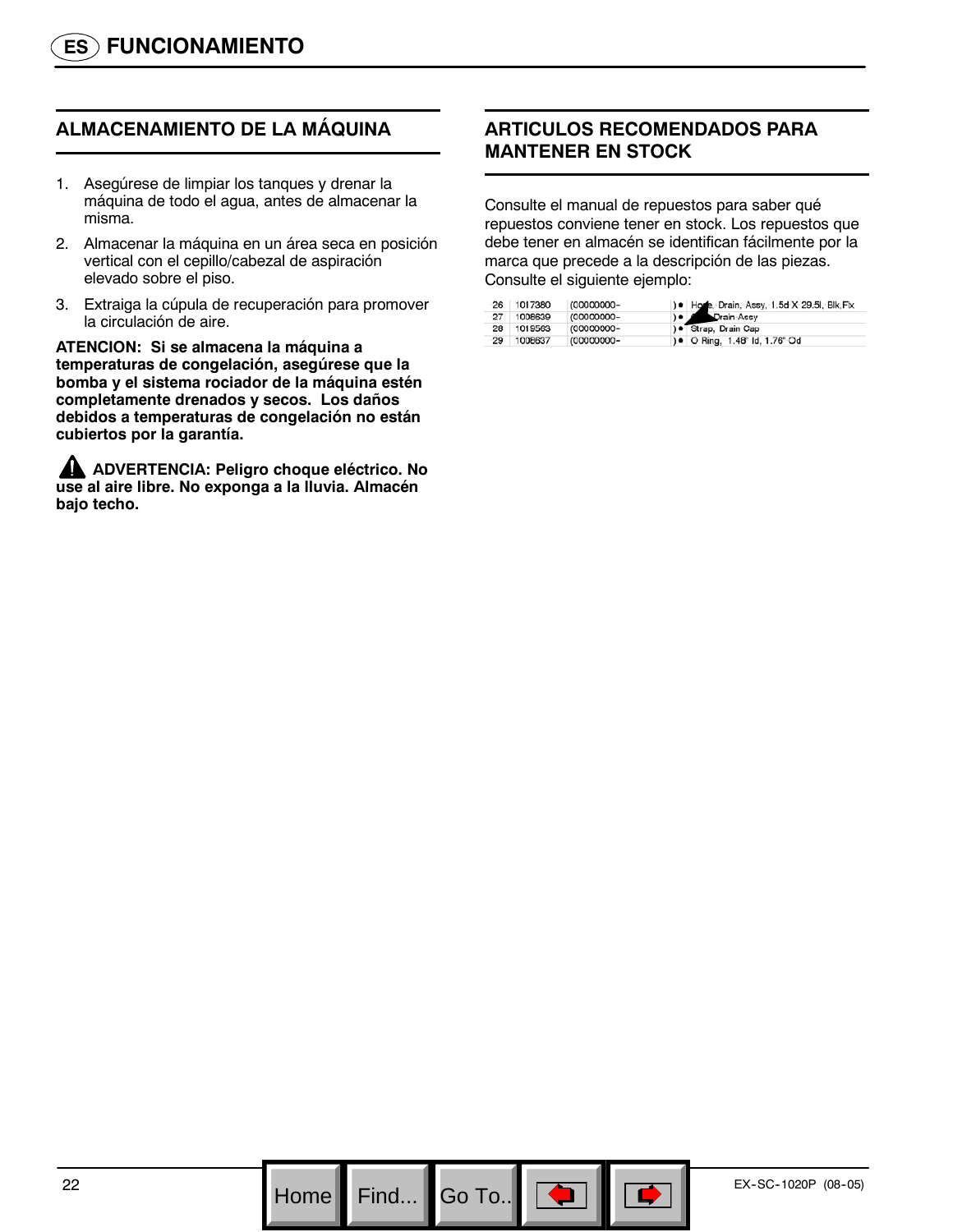# FUNCIONAMIENTO

## ALMACENAMIENTO DE LA MÁQUINA

1. Asegúrese de limpiar los tanques y drenar la máquina de todo el agua, antes de almacenar la misma.
2. Almacenar la máquina en un área seca en posición vertical con el cepillo/cabezal de aspiración elevado sobre el piso.
3. Extraiga la cúpula de recuperación para promover la circulación de aire.

**ATENCION: Si se almacena la máquina a temperaturas de congelación, asegúrese que la bomba y el sistema rociador de la máquina estén completamente drenados y secos. Los daños debidos a temperaturas de congelación no están cubiertos por la garantía.**

**⚠ ADVERTENCIA: Peligro choque eléctrico. No use al aire libre. No exponga a la lluvia. Almacén bajo techo.**

## ARTICULOS RECOMENDADOS PARA MANTENER EN STOCK

Consulte el manual de repuestos para saber qué repuestos conviene tener en stock. Los repuestos que debe tener en almacén se identifican fácilmente por la marca que precede a la descripción de las piezas. Consulte el siguiente ejemplo:

| | | | | |
|---|---|---|---|---|
| 26 | 1017380 | (00000000- | ) ● | Hose, Drain, Assy, 1.5d X 29.5l, Blk,Fix |
| 27 | 1008639 | (00000000- | ) ● | Drain Assy |
| 28 | 1019563 | (00000000- | ) ● | Strap, Drain Cap |
| 29 | 1008637 | (00000000- | ) ● | O Ring, 1.48" Id, 1.76" Od |

EX-SC-1020P (08-05)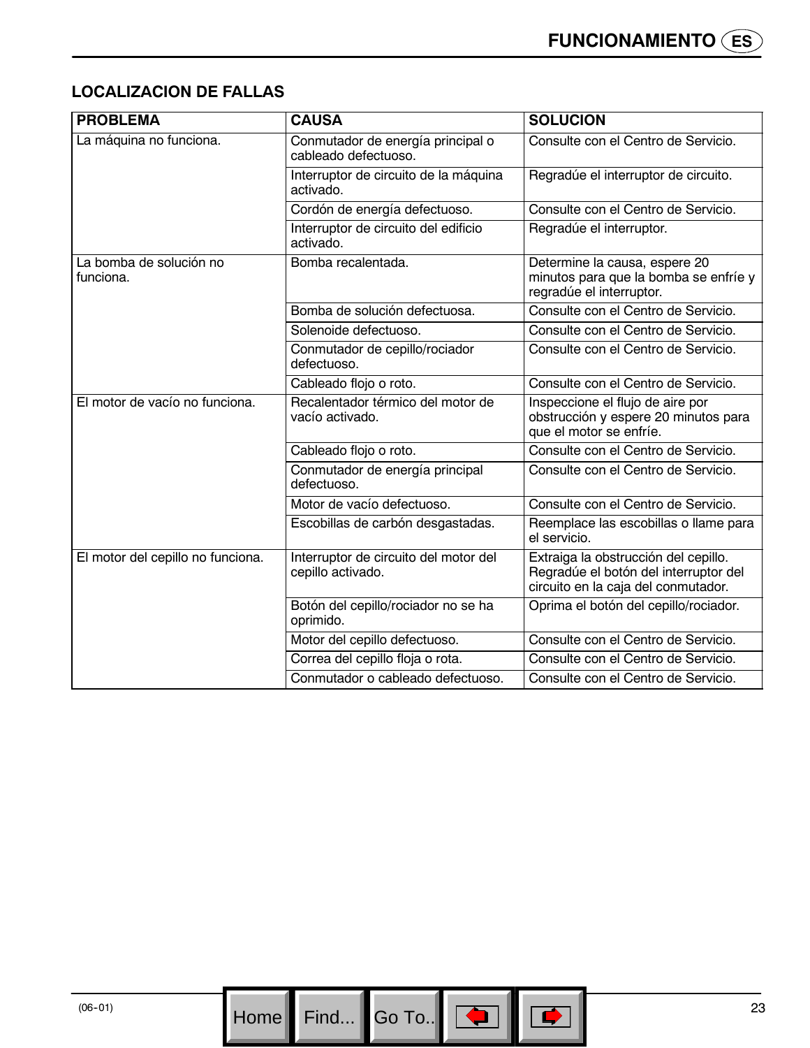## LOCALIZACION DE FALLAS

| PROBLEMA | CAUSA | SOLUCION |
|---|---|---|
| La máquina no funciona. | Conmutador de energía principal o cableado defectuoso. | Consulte con el Centro de Servicio. |
| | Interruptor de circuito de la máquina activado. | Regradúe el interruptor de circuito. |
| | Cordón de energía defectuoso. | Consulte con el Centro de Servicio. |
| | Interruptor de circuito del edificio activado. | Regradúe el interruptor. |
| La bomba de solución no funciona. | Bomba recalentada. | Determine la causa, espere 20 minutos para que la bomba se enfríe y regradúe el interruptor. |
| | Bomba de solución defectuosa. | Consulte con el Centro de Servicio. |
| | Solenoide defectuoso. | Consulte con el Centro de Servicio. |
| | Conmutador de cepillo/rociador defectuoso. | Consulte con el Centro de Servicio. |
| | Cableado flojo o roto. | Consulte con el Centro de Servicio. |
| El motor de vacío no funciona. | Recalentador térmico del motor de vacío activado. | Inspeccione el flujo de aire por obstrucción y espere 20 minutos para que el motor se enfríe. |
| | Cableado flojo o roto. | Consulte con el Centro de Servicio. |
| | Conmutador de energía principal defectuoso. | Consulte con el Centro de Servicio. |
| | Motor de vacío defectuoso. | Consulte con el Centro de Servicio. |
| | Escobillas de carbón desgastadas. | Reemplace las escobillas o llame para el servicio. |
| El motor del cepillo no funciona. | Interruptor de circuito del motor del cepillo activado. | Extraiga la obstrucción del cepillo. Regradúe el botón del interruptor del circuito en la caja del conmutador. |
| | Botón del cepillo/rociador no se ha oprimido. | Oprima el botón del cepillo/rociador. |
| | Motor del cepillo defectuoso. | Consulte con el Centro de Servicio. |
| | Correa del cepillo floja o rota. | Consulte con el Centro de Servicio. |
| | Conmutador o cableado defectuoso. | Consulte con el Centro de Servicio. |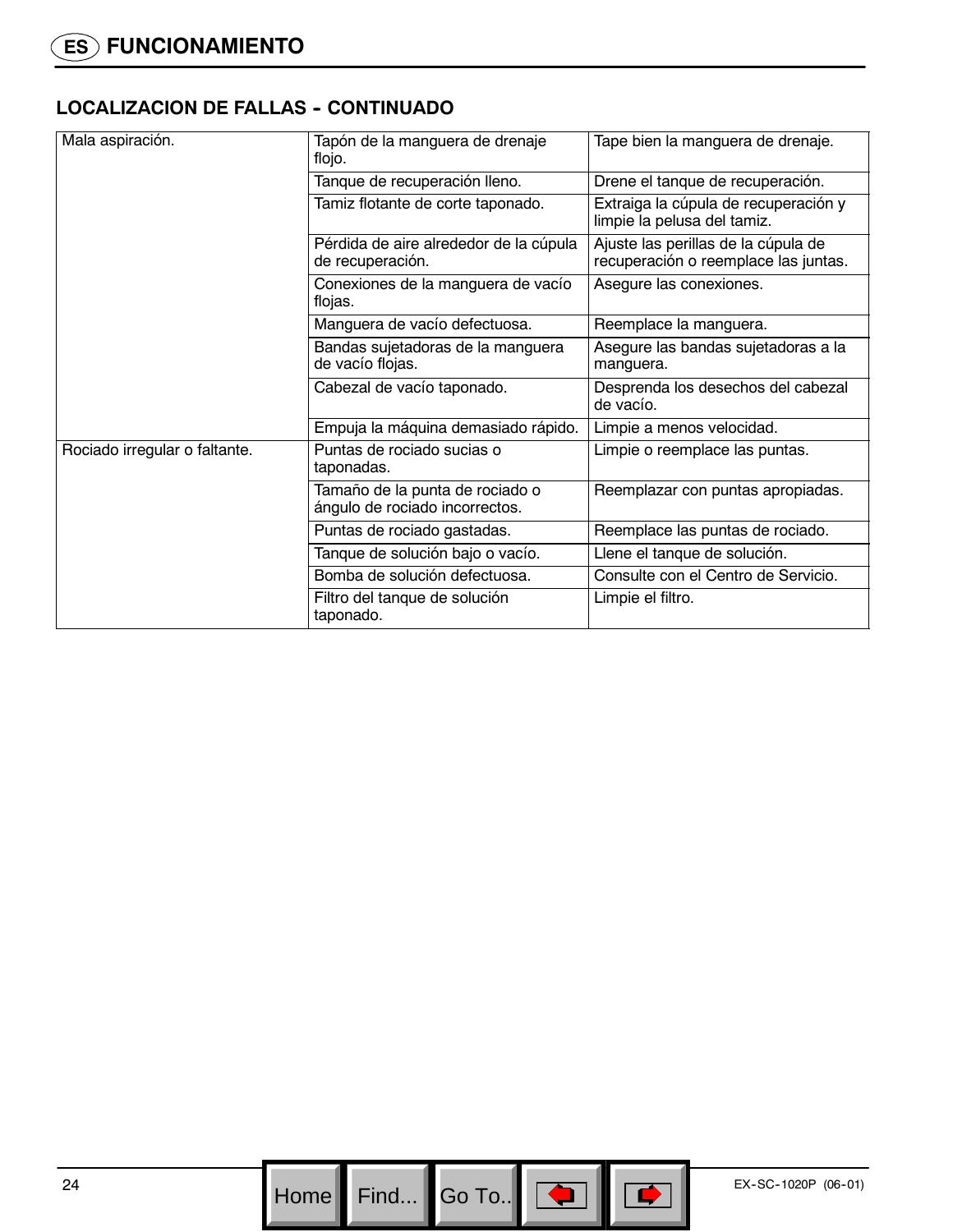## LOCALIZACION DE FALLAS - CONTINUADO

| | | |
|---|---|---|
| Mala aspiración. | Tapón de la manguera de drenaje flojo. | Tape bien la manguera de drenaje. |
| | Tanque de recuperación lleno. | Drene el tanque de recuperación. |
| | Tamiz flotante de corte taponado. | Extraiga la cúpula de recuperación y limpie la pelusa del tamiz. |
| | Pérdida de aire alrededor de la cúpula de recuperación. | Ajuste las perillas de la cúpula de recuperación o reemplace las juntas. |
| | Conexiones de la manguera de vacío flojas. | Asegure las conexiones. |
| | Manguera de vacío defectuosa. | Reemplace la manguera. |
| | Bandas sujetadoras de la manguera de vacío flojas. | Asegure las bandas sujetadoras a la manguera. |
| | Cabezal de vacío taponado. | Desprenda los desechos del cabezal de vacío. |
| | Empuja la máquina demasiado rápido. | Limpie a menos velocidad. |
| Rociado irregular o faltante. | Puntas de rociado sucias o taponadas. | Limpie o reemplace las puntas. |
| | Tamaño de la punta de rociado o ángulo de rociado incorrectos. | Reemplazar con puntas apropiadas. |
| | Puntas de rociado gastadas. | Reemplace las puntas de rociado. |
| | Tanque de solución bajo o vacío. | Llene el tanque de solución. |
| | Bomba de solución defectuosa. | Consulte con el Centro de Servicio. |
| | Filtro del tanque de solución taponado. | Limpie el filtro. |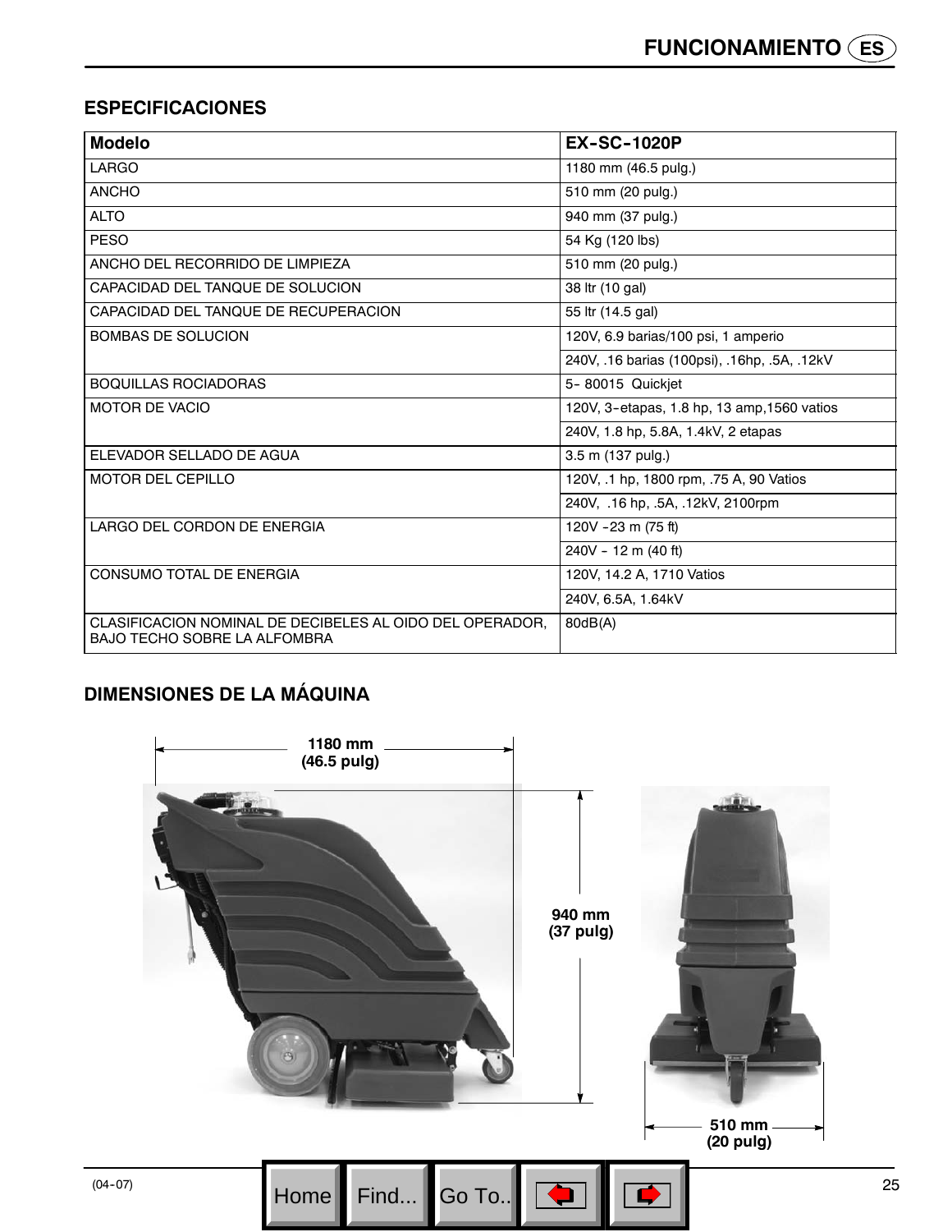## ESPECIFICACIONES

| Modelo | EX-SC-1020P |
|---|---|
| LARGO | 1180 mm (46.5 pulg.) |
| ANCHO | 510 mm (20 pulg.) |
| ALTO | 940 mm (37 pulg.) |
| PESO | 54 Kg (120 lbs) |
| ANCHO DEL RECORRIDO DE LIMPIEZA | 510 mm (20 pulg.) |
| CAPACIDAD DEL TANQUE DE SOLUCION | 38 ltr (10 gal) |
| CAPACIDAD DEL TANQUE DE RECUPERACION | 55 ltr (14.5 gal) |
| BOMBAS DE SOLUCION | 120V, 6.9 barias/100 psi, 1 amperio |
| | 240V, .16 barias (100psi), .16hp, .5A, .12kV |
| BOQUILLAS ROCIADORAS | 5- 80015 Quickjet |
| MOTOR DE VACIO | 120V, 3-etapas, 1.8 hp, 13 amp,1560 vatios |
| | 240V, 1.8 hp, 5.8A, 1.4kV, 2 etapas |
| ELEVADOR SELLADO DE AGUA | 3.5 m (137 pulg.) |
| MOTOR DEL CEPILLO | 120V, .1 hp, 1800 rpm, .75 A, 90 Vatios |
| | 240V, .16 hp, .5A, .12kV, 2100rpm |
| LARGO DEL CORDON DE ENERGIA | 120V -23 m (75 ft) |
| | 240V - 12 m (40 ft) |
| CONSUMO TOTAL DE ENERGIA | 120V, 14.2 A, 1710 Vatios |
| | 240V, 6.5A, 1.64kV |
| CLASIFICACION NOMINAL DE DECIBELES AL OIDO DEL OPERADOR, BAJO TECHO SOBRE LA ALFOMBRA | 80dB(A) |

## DIMENSIONES DE LA MÁQUINA

1180 mm (46.5 pulg)

940 mm (37 pulg)

510 mm (20 pulg)

(04-07)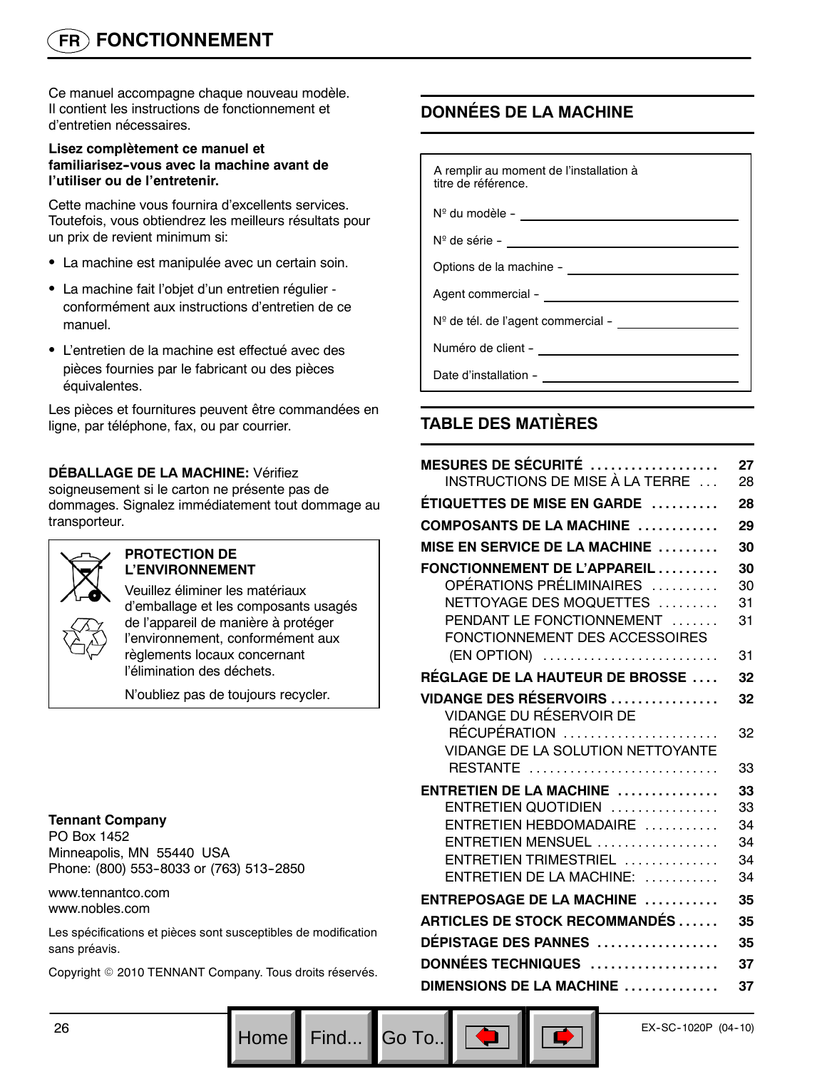# FONCTIONNEMENT

Ce manuel accompagne chaque nouveau modèle. Il contient les instructions de fonctionnement et d'entretien nécessaires.

**Lisez complètement ce manuel et familiarisez-vous avec la machine avant de l'utiliser ou de l'entretenir.**

Cette machine vous fournira d'excellents services. Toutefois, vous obtiendrez les meilleurs résultats pour un prix de revient minimum si:

- La machine est manipulée avec un certain soin.
- La machine fait l'objet d'un entretien régulier - conformément aux instructions d'entretien de ce manuel.
- L'entretien de la machine est effectué avec des pièces fournies par le fabricant ou des pièces équivalentes.

Les pièces et fournitures peuvent être commandées en ligne, par téléphone, fax, ou par courrier.

**DÉBALLAGE DE LA MACHINE:** Vérifiez soigneusement si le carton ne présente pas de dommages. Signalez immédiatement tout dommage au transporteur.

**PROTECTION DE L'ENVIRONNEMENT**

Veuillez éliminer les matériaux d'emballage et les composants usagés de l'appareil de manière à protéger l'environnement, conformément aux règlements locaux concernant l'élimination des déchets.

N'oubliez pas de toujours recycler.

**Tennant Company**
PO Box 1452
Minneapolis, MN 55440 USA
Phone: (800) 553-8033 or (763) 513-2850

www.tennantco.com
www.nobles.com

Les spécifications et pièces sont susceptibles de modification sans préavis.

Copyright © 2010 TENNANT Company. Tous droits réservés.

## DONNÉES DE LA MACHINE

A remplir au moment de l'installation à titre de référence.

Nº du modèle - ____________________

Nº de série - ____________________

Options de la machine - ____________________

Agent commercial - ____________________

Nº de tél. de l'agent commercial - ____________________

Numéro de client - ____________________

Date d'installation - ____________________

## TABLE DES MATIÈRES

| | |
|---|---|
| **MESURES DE SÉCURITÉ** | **27** |
| INSTRUCTIONS DE MISE À LA TERRE | 28 |
| **ÉTIQUETTES DE MISE EN GARDE** | **28** |
| **COMPOSANTS DE LA MACHINE** | **29** |
| **MISE EN SERVICE DE LA MACHINE** | **30** |
| **FONCTIONNEMENT DE L'APPAREIL** | **30** |
| OPÉRATIONS PRÉLIMINAIRES | 30 |
| NETTOYAGE DES MOQUETTES | 31 |
| PENDANT LE FONCTIONNEMENT | 31 |
| FONCTIONNEMENT DES ACCESSOIRES (EN OPTION) | 31 |
| **RÉGLAGE DE LA HAUTEUR DE BROSSE** | **32** |
| **VIDANGE DES RÉSERVOIRS** | **32** |
| VIDANGE DU RÉSERVOIR DE RÉCUPÉRATION | 32 |
| VIDANGE DE LA SOLUTION NETTOYANTE RESTANTE | 33 |
| **ENTRETIEN DE LA MACHINE** | **33** |
| ENTRETIEN QUOTIDIEN | 33 |
| ENTRETIEN HEBDOMADAIRE | 34 |
| ENTRETIEN MENSUEL | 34 |
| ENTRETIEN TRIMESTRIEL | 34 |
| ENTRETIEN DE LA MACHINE: | 34 |
| **ENTREPOSAGE DE LA MACHINE** | **35** |
| **ARTICLES DE STOCK RECOMMANDÉS** | **35** |
| **DÉPISTAGE DES PANNES** | **35** |
| **DONNÉES TECHNIQUES** | **37** |
| **DIMENSIONS DE LA MACHINE** | **37** |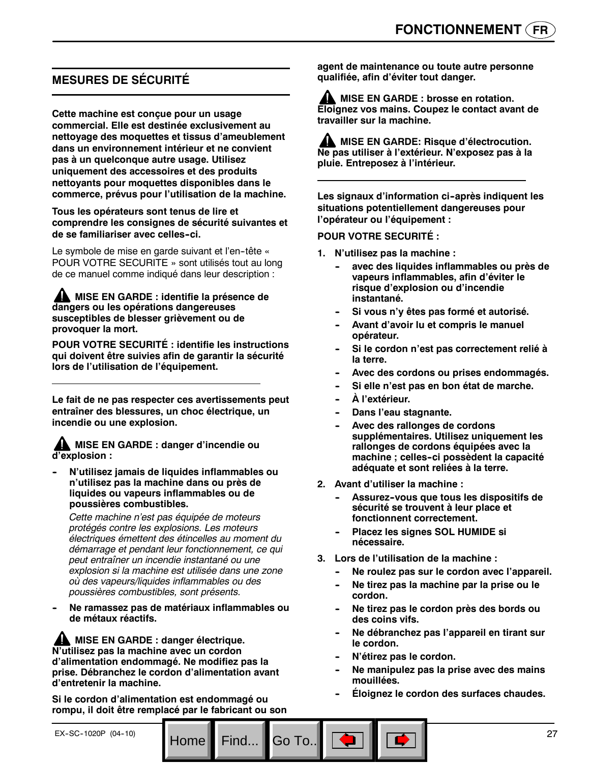## MESURES DE SÉCURITÉ

**Cette machine est conçue pour un usage commercial. Elle est destinée exclusivement au nettoyage des moquettes et tissus d'ameublement dans un environnement intérieur et ne convient pas à un quelconque autre usage. Utilisez uniquement des accessoires et des produits nettoyants pour moquettes disponibles dans le commerce, prévus pour l'utilisation de la machine.**

**Tous les opérateurs sont tenus de lire et comprendre les consignes de sécurité suivantes et de se familiariser avec celles-ci.**

Le symbole de mise en garde suivant et l'en-tête « POUR VOTRE SECURITE » sont utilisés tout au long de ce manuel comme indiqué dans leur description :

**⚠ MISE EN GARDE : identifie la présence de dangers ou les opérations dangereuses susceptibles de blesser grièvement ou de provoquer la mort.**

**POUR VOTRE SECURITÉ : identifie les instructions qui doivent être suivies afin de garantir la sécurité lors de l'utilisation de l'équipement.**

---

**Le fait de ne pas respecter ces avertissements peut entraîner des blessures, un choc électrique, un incendie ou une explosion.**

**⚠ MISE EN GARDE : danger d'incendie ou d'explosion :**

- **N'utilisez jamais de liquides inflammables ou n'utilisez pas la machine dans ou près de liquides ou vapeurs inflammables ou de poussières combustibles.**

  *Cette machine n'est pas équipée de moteurs protégés contre les explosions. Les moteurs électriques émettent des étincelles au moment du démarrage et pendant leur fonctionnement, ce qui peut entraîner un incendie instantané ou une explosion si la machine est utilisée dans une zone où des vapeurs/liquides inflammables ou des poussières combustibles, sont présents.*

- **Ne ramassez pas de matériaux inflammables ou de métaux réactifs.**

**⚠ MISE EN GARDE : danger électrique. N'utilisez pas la machine avec un cordon d'alimentation endommagé. Ne modifiez pas la prise. Débranchez le cordon d'alimentation avant d'entretenir la machine.**

**Si le cordon d'alimentation est endommagé ou rompu, il doit être remplacé par le fabricant ou son agent de maintenance ou toute autre personne qualifiée, afin d'éviter tout danger.**

**⚠ MISE EN GARDE : brosse en rotation. Éloignez vos mains. Coupez le contact avant de travailler sur la machine.**

**⚠ MISE EN GARDE: Risque d'électrocution. Ne pas utiliser à l'extérieur. N'exposez pas à la pluie. Entreposez à l'intérieur.**

---

**Les signaux d'information ci-après indiquent les situations potentiellement dangereuses pour l'opérateur ou l'équipement :**

**POUR VOTRE SECURITÉ :**

1. **N'utilisez pas la machine :**
   - **avec des liquides inflammables ou près de vapeurs inflammables, afin d'éviter le risque d'explosion ou d'incendie instantané.**
   - **Si vous n'y êtes pas formé et autorisé.**
   - **Avant d'avoir lu et compris le manuel opérateur.**
   - **Si le cordon n'est pas correctement relié à la terre.**
   - **Avec des cordons ou prises endommagés.**
   - **Si elle n'est pas en bon état de marche.**
   - **À l'extérieur.**
   - **Dans l'eau stagnante.**
   - **Avec des rallonges de cordons supplémentaires. Utilisez uniquement les rallonges de cordons équipées avec la machine ; celles-ci possèdent la capacité adéquate et sont reliées à la terre.**
2. **Avant d'utiliser la machine :**
   - **Assurez-vous que tous les dispositifs de sécurité se trouvent à leur place et fonctionnent correctement.**
   - **Placez les signes SOL HUMIDE si nécessaire.**
3. **Lors de l'utilisation de la machine :**
   - **Ne roulez pas sur le cordon avec l'appareil.**
   - **Ne tirez pas la machine par la prise ou le cordon.**
   - **Ne tirez pas le cordon près des bords ou des coins vifs.**
   - **Ne débranchez pas l'appareil en tirant sur le cordon.**
   - **N'étirez pas le cordon.**
   - **Ne manipulez pas la prise avec des mains mouillées.**
   - **Éloignez le cordon des surfaces chaudes.**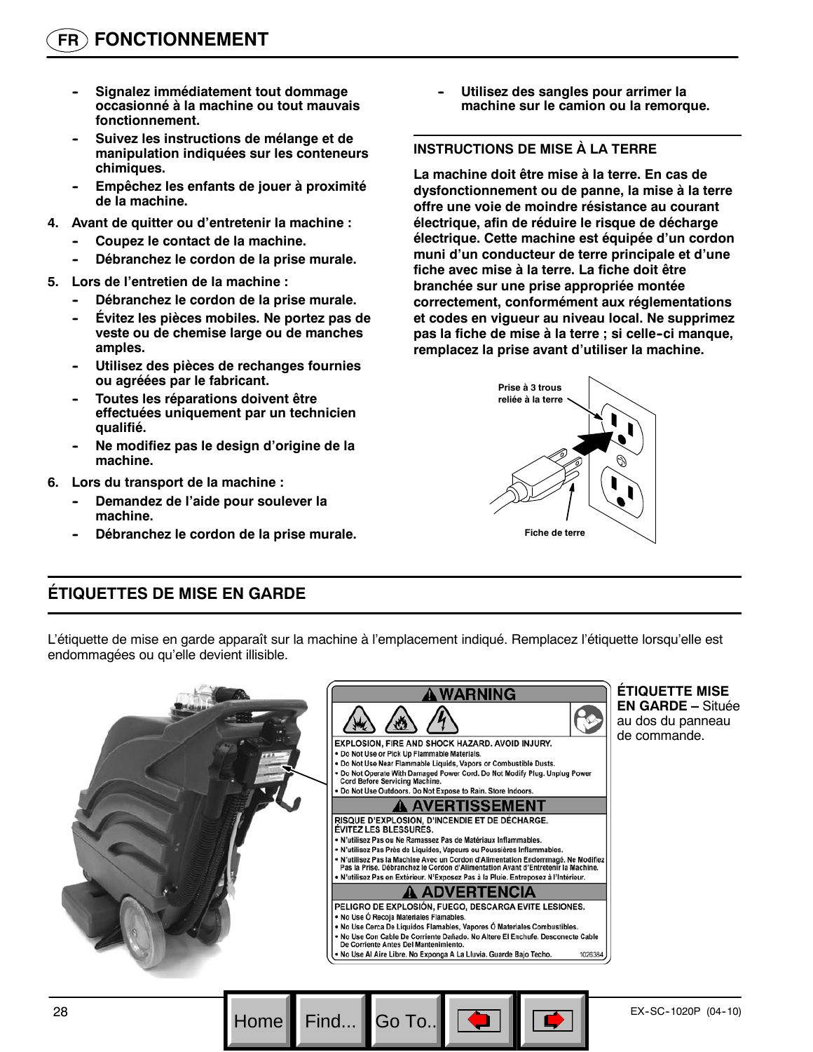# FONCTIONNEMENT

- Signalez immédiatement tout dommage occasionné à la machine ou tout mauvais fonctionnement.
- Suivez les instructions de mélange et de manipulation indiquées sur les conteneurs chimiques.
- Empêchez les enfants de jouer à proximité de la machine.

4. Avant de quitter ou d'entretenir la machine :
   - Coupez le contact de la machine.
   - Débranchez le cordon de la prise murale.
5. Lors de l'entretien de la machine :
   - Débranchez le cordon de la prise murale.
   - Évitez les pièces mobiles. Ne portez pas de veste ou de chemise large ou de manches amples.
   - Utilisez des pièces de rechanges fournies ou agréées par le fabricant.
   - Toutes les réparations doivent être effectuées uniquement par un technicien qualifié.
   - Ne modifiez pas le design d'origine de la machine.
6. Lors du transport de la machine :
   - Demandez de l'aide pour soulever la machine.
   - Débranchez le cordon de la prise murale.
   - Utilisez des sangles pour arrimer la machine sur le camion ou la remorque.

## INSTRUCTIONS DE MISE À LA TERRE

**La machine doit être mise à la terre. En cas de dysfonctionnement ou de panne, la mise à la terre offre une voie de moindre résistance au courant électrique, afin de réduire le risque de décharge électrique. Cette machine est équipée d'un cordon muni d'un conducteur de terre principale et d'une fiche avec mise à la terre. La fiche doit être branchée sur une prise appropriée montée correctement, conformément aux réglementations et codes en vigueur au niveau local. Ne supprimez pas la fiche de mise à la terre ; si celle-ci manque, remplacez la prise avant d'utiliser la machine.**

Prise à 3 trous reliée à la terre

Fiche de terre

## ÉTIQUETTES DE MISE EN GARDE

L'étiquette de mise en garde apparaît sur la machine à l'emplacement indiqué. Remplacez l'étiquette lorsqu'elle est endommagées ou qu'elle devient illisible.

**⚠ WARNING**

EXPLOSION, FIRE AND SHOCK HAZARD. AVOID INJURY.
- Do Not Use or Pick Up Flammable Materials.
- Do Not Use Near Flammable Liquids, Vapors or Combustible Dusts.
- Do Not Operate With Damaged Power Cord. Do Not Modify Plug. Unplug Power Cord Before Servicing Machine.
- Do Not Use Outdoors. Do Not Expose to Rain. Store Indoors.

**⚠ AVERTISSEMENT**

RISQUE D'EXPLOSION, D'INCENDIE ET DE DÉCHARGE. ÉVITEZ LES BLESSURES.
- N'utilisez Pas ou Ne Ramassez Pas de Matériaux Inflammables.
- N'utilisez Pas Près de Liquides, Vapeurs ou Poussières Inflammables.
- N'utilisez Pas la Machine Avec un Cordon d'Alimentation Endommagé. Ne Modifiez Pas la Prise. Débranchez le Cordon d'Alimentation Avant d'Entretenir la Machine.
- N'utilisez Pas en Extérieur. N'Exposez Pas à la Pluie. Entreposez à l'Intérieur.

**⚠ ADVERTENCIA**

PELIGRO DE EXPLOSIÓN, FUEGO, DESCARGA EVITE LESIONES.
- No Use Ó Recoja Materiales Flamables.
- No Use Cerca De Líquidos Flamables, Vapores Ó Materiales Combustibles.
- No Use Con Cable De Corriente Dañado. No Altere El Enchufe. Desconecte Cable De Corriente Antes Del Mantenimiento.
- No Use Al Aire Libre. No Exponga A La Lluvia. Guarde Bajo Techo.

1026384

**ÉTIQUETTE MISE EN GARDE –** Située au dos du panneau de commande.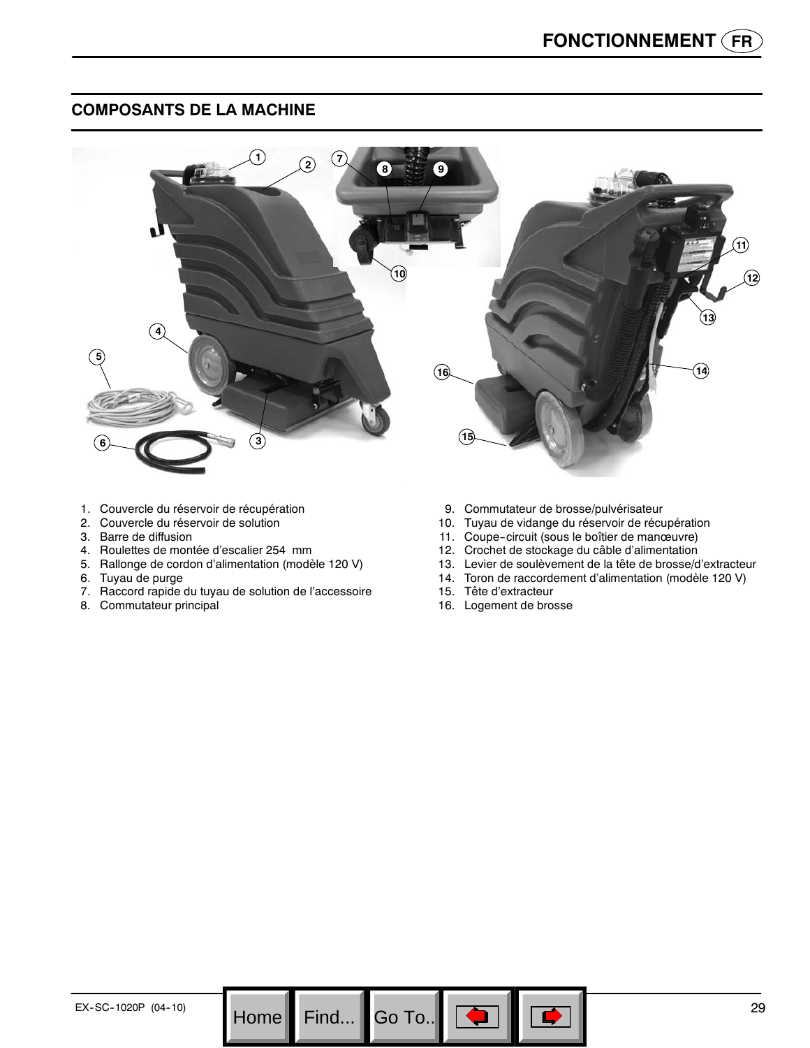## COMPOSANTS DE LA MACHINE

1. Couvercle du réservoir de récupération
2. Couvercle du réservoir de solution
3. Barre de diffusion
4. Roulettes de montée d'escalier 254 mm
5. Rallonge de cordon d'alimentation (modèle 120 V)
6. Tuyau de purge
7. Raccord rapide du tuyau de solution de l'accessoire
8. Commutateur principal
9. Commutateur de brosse/pulvérisateur
10. Tuyau de vidange du réservoir de récupération
11. Coupe-circuit (sous le boîtier de manœuvre)
12. Crochet de stockage du câble d'alimentation
13. Levier de soulèvement de la tête de brosse/d'extracteur
14. Toron de raccordement d'alimentation (modèle 120 V)
15. Tête d'extracteur
16. Logement de brosse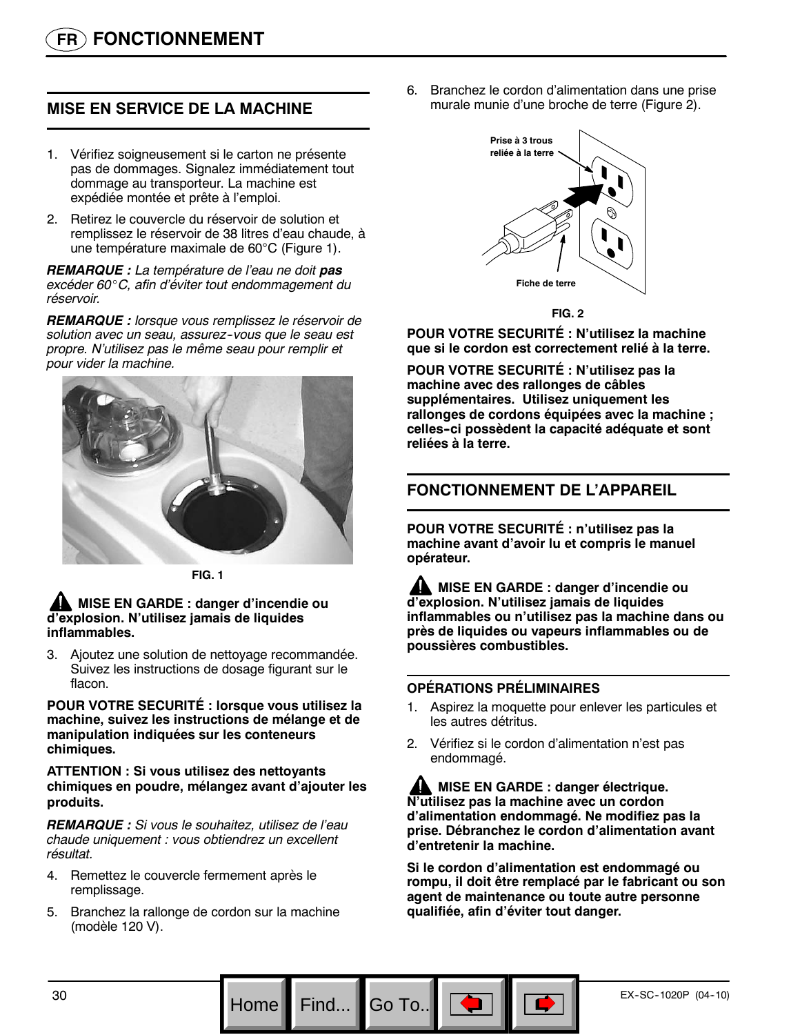# FR FONCTIONNEMENT

## MISE EN SERVICE DE LA MACHINE

1. Vérifiez soigneusement si le carton ne présente pas de dommages. Signalez immédiatement tout dommage au transporteur. La machine est expédiée montée et prête à l'emploi.
2. Retirez le couvercle du réservoir de solution et remplissez le réservoir de 38 litres d'eau chaude, à une température maximale de 60°C (Figure 1).

***REMARQUE :*** *La température de l'eau ne doit* ***pas*** *excéder 60°C, afin d'éviter tout endommagement du réservoir.*

***REMARQUE :*** *lorsque vous remplissez le réservoir de solution avec un seau, assurez-vous que le seau est propre. N'utilisez pas le même seau pour remplir et pour vider la machine.*

FIG. 1

**⚠ MISE EN GARDE : danger d'incendie ou d'explosion. N'utilisez jamais de liquides inflammables.**

3. Ajoutez une solution de nettoyage recommandée. Suivez les instructions de dosage figurant sur le flacon.

**POUR VOTRE SECURITÉ : lorsque vous utilisez la machine, suivez les instructions de mélange et de manipulation indiquées sur les conteneurs chimiques.**

**ATTENTION : Si vous utilisez des nettoyants chimiques en poudre, mélangez avant d'ajouter les produits.**

***REMARQUE :*** *Si vous le souhaitez, utilisez de l'eau chaude uniquement : vous obtiendrez un excellent résultat.*

4. Remettez le couvercle fermement après le remplissage.
5. Branchez la rallonge de cordon sur la machine (modèle 120 V).
6. Branchez le cordon d'alimentation dans une prise murale munie d'une broche de terre (Figure 2).

Prise à 3 trous reliée à la terre

Fiche de terre

FIG. 2

**POUR VOTRE SECURITÉ : N'utilisez la machine que si le cordon est correctement relié à la terre.**

**POUR VOTRE SECURITÉ : N'utilisez pas la machine avec des rallonges de câbles supplémentaires. Utilisez uniquement les rallonges de cordons équipées avec la machine ; celles-ci possèdent la capacité adéquate et sont reliées à la terre.**

## FONCTIONNEMENT DE L'APPAREIL

**POUR VOTRE SECURITÉ : n'utilisez pas la machine avant d'avoir lu et compris le manuel opérateur.**

**⚠ MISE EN GARDE : danger d'incendie ou d'explosion. N'utilisez jamais de liquides inflammables ou n'utilisez pas la machine dans ou près de liquides ou vapeurs inflammables ou de poussières combustibles.**

### OPÉRATIONS PRÉLIMINAIRES

1. Aspirez la moquette pour enlever les particules et les autres détritus.
2. Vérifiez si le cordon d'alimentation n'est pas endommagé.

**⚠ MISE EN GARDE : danger électrique. N'utilisez pas la machine avec un cordon d'alimentation endommagé. Ne modifiez pas la prise. Débranchez le cordon d'alimentation avant d'entretenir la machine.**

**Si le cordon d'alimentation est endommagé ou rompu, il doit être remplacé par le fabricant ou son agent de maintenance ou toute autre personne qualifiée, afin d'éviter tout danger.**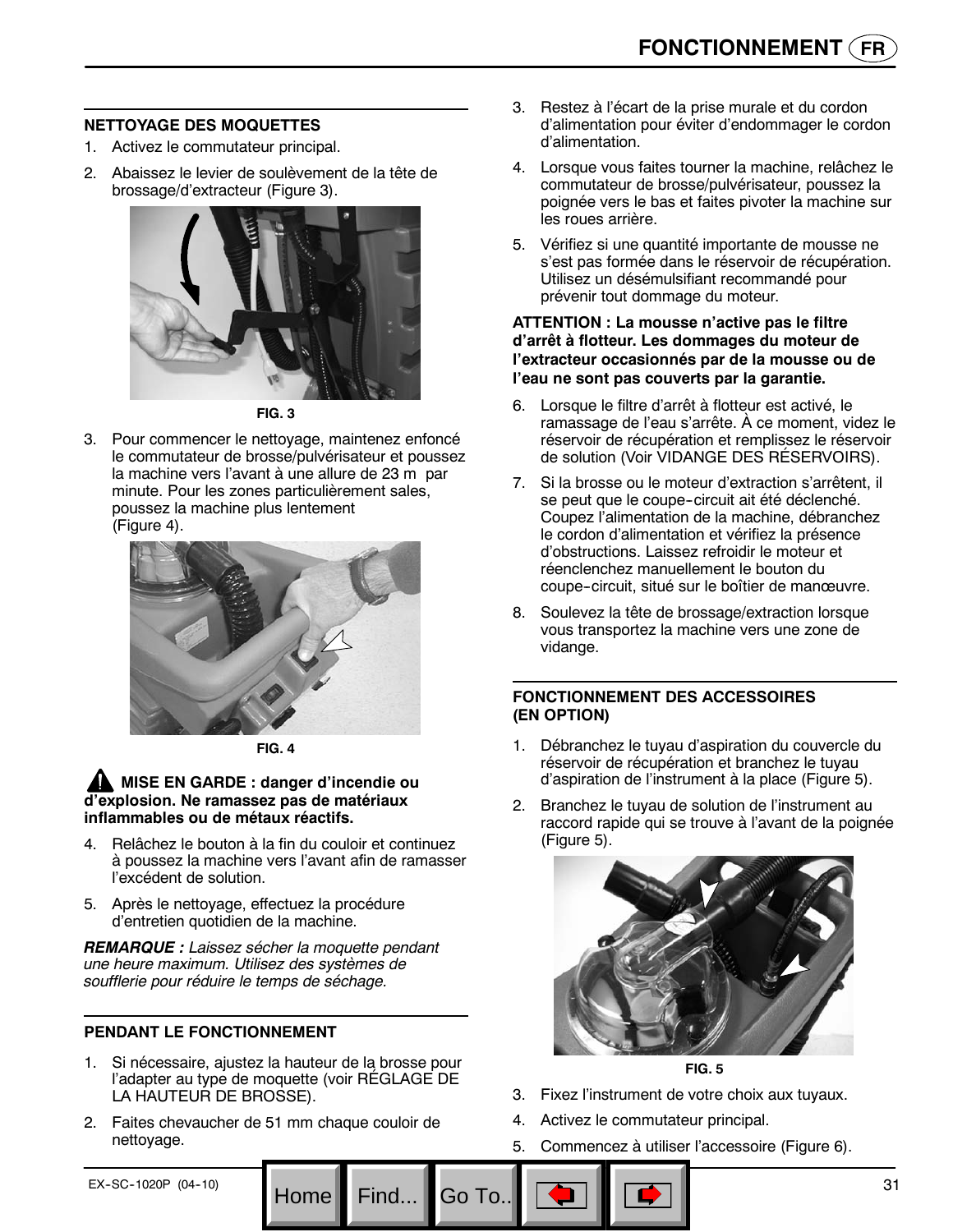## NETTOYAGE DES MOQUETTES

1. Activez le commutateur principal.
2. Abaissez le levier de soulèvement de la tête de brossage/d'extracteur (Figure 3).

FIG. 3

3. Pour commencer le nettoyage, maintenez enfoncé le commutateur de brosse/pulvérisateur et poussez la machine vers l'avant à une allure de 23 m par minute. Pour les zones particulièrement sales, poussez la machine plus lentement (Figure 4).

FIG. 4

**⚠ MISE EN GARDE : danger d'incendie ou d'explosion. Ne ramassez pas de matériaux inflammables ou de métaux réactifs.**

4. Relâchez le bouton à la fin du couloir et continuez à poussez la machine vers l'avant afin de ramasser l'excédent de solution.
5. Après le nettoyage, effectuez la procédure d'entretien quotidien de la machine.

***REMARQUE :*** *Laissez sécher la moquette pendant une heure maximum. Utilisez des systèmes de soufflerie pour réduire le temps de séchage.*

## PENDANT LE FONCTIONNEMENT

1. Si nécessaire, ajustez la hauteur de la brosse pour l'adapter au type de moquette (voir RÉGLAGE DE LA HAUTEUR DE BROSSE).
2. Faites chevaucher de 51 mm chaque couloir de nettoyage.
3. Restez à l'écart de la prise murale et du cordon d'alimentation pour éviter d'endommager le cordon d'alimentation.
4. Lorsque vous faites tourner la machine, relâchez le commutateur de brosse/pulvérisateur, poussez la poignée vers le bas et faites pivoter la machine sur les roues arrière.
5. Vérifiez si une quantité importante de mousse ne s'est pas formée dans le réservoir de récupération. Utilisez un désémulsifiant recommandé pour prévenir tout dommage du moteur.

**ATTENTION : La mousse n'active pas le filtre d'arrêt à flotteur. Les dommages du moteur de l'extracteur occasionnés par de la mousse ou de l'eau ne sont pas couverts par la garantie.**

6. Lorsque le filtre d'arrêt à flotteur est activé, le ramassage de l'eau s'arrête. À ce moment, videz le réservoir de récupération et remplissez le réservoir de solution (Voir VIDANGE DES RÉSERVOIRS).
7. Si la brosse ou le moteur d'extraction s'arrêtent, il se peut que le coupe-circuit ait été déclenché. Coupez l'alimentation de la machine, débranchez le cordon d'alimentation et vérifiez la présence d'obstructions. Laissez refroidir le moteur et réenclenchez manuellement le bouton du coupe-circuit, situé sur le boîtier de manœuvre.
8. Soulevez la tête de brossage/extraction lorsque vous transportez la machine vers une zone de vidange.

## FONCTIONNEMENT DES ACCESSOIRES (EN OPTION)

1. Débranchez le tuyau d'aspiration du couvercle du réservoir de récupération et branchez le tuyau d'aspiration de l'instrument à la place (Figure 5).
2. Branchez le tuyau de solution de l'instrument au raccord rapide qui se trouve à l'avant de la poignée (Figure 5).

FIG. 5

3. Fixez l'instrument de votre choix aux tuyaux.
4. Activez le commutateur principal.
5. Commencez à utiliser l'accessoire (Figure 6).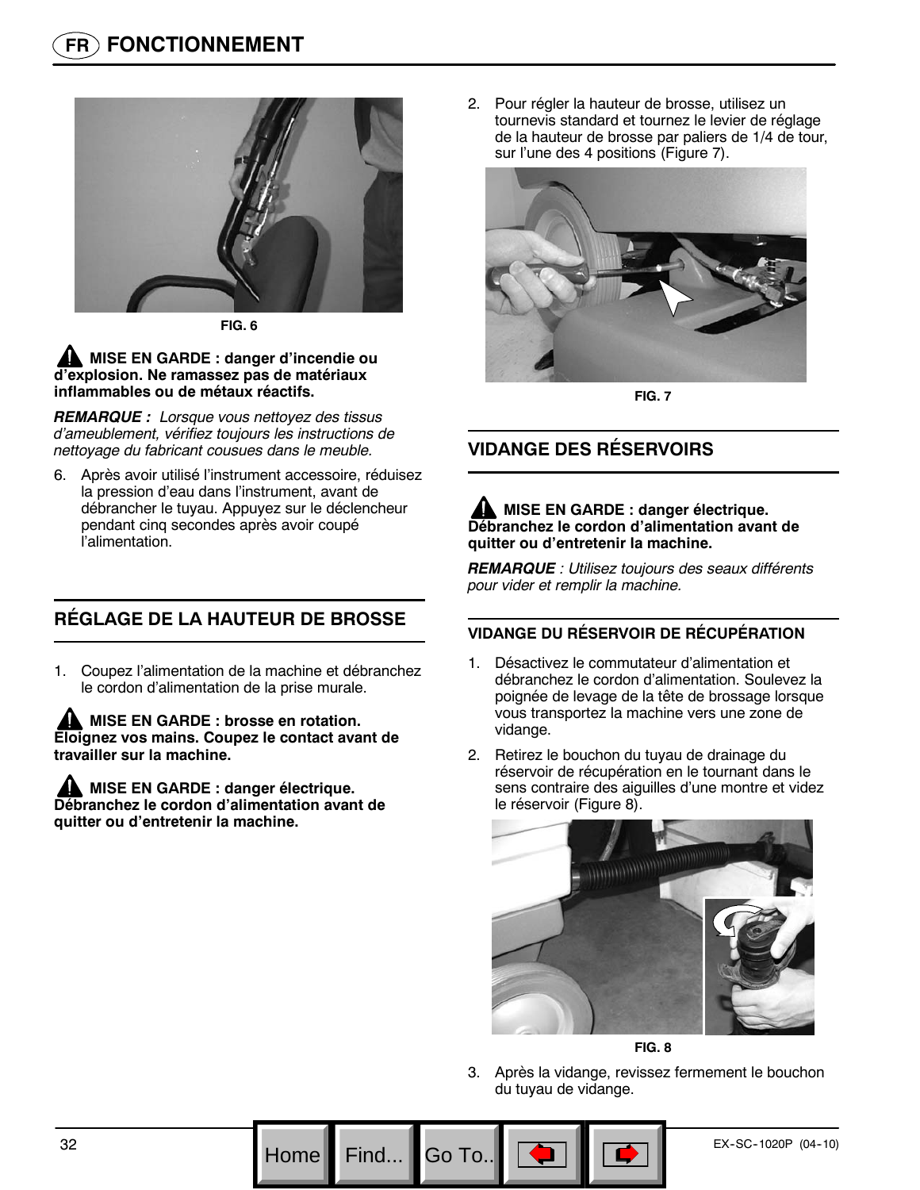# FR FONCTIONNEMENT

FIG. 6

**⚠ MISE EN GARDE : danger d'incendie ou d'explosion. Ne ramassez pas de matériaux inflammables ou de métaux réactifs.**

***REMARQUE :*** *Lorsque vous nettoyez des tissus d'ameublement, vérifiez toujours les instructions de nettoyage du fabricant cousues dans le meuble.*

6. Après avoir utilisé l'instrument accessoire, réduisez la pression d'eau dans l'instrument, avant de débrancher le tuyau. Appuyez sur le déclencheur pendant cinq secondes après avoir coupé l'alimentation.

## RÉGLAGE DE LA HAUTEUR DE BROSSE

1. Coupez l'alimentation de la machine et débranchez le cordon d'alimentation de la prise murale.

**⚠ MISE EN GARDE : brosse en rotation. Éloignez vos mains. Coupez le contact avant de travailler sur la machine.**

**⚠ MISE EN GARDE : danger électrique. Débranchez le cordon d'alimentation avant de quitter ou d'entretenir la machine.**

2. Pour régler la hauteur de brosse, utilisez un tournevis standard et tournez le levier de réglage de la hauteur de brosse par paliers de 1/4 de tour, sur l'une des 4 positions (Figure 7).

FIG. 7

## VIDANGE DES RÉSERVOIRS

**⚠ MISE EN GARDE : danger électrique. Débranchez le cordon d'alimentation avant de quitter ou d'entretenir la machine.**

***REMARQUE*** *: Utilisez toujours des seaux différents pour vider et remplir la machine.*

### VIDANGE DU RÉSERVOIR DE RÉCUPÉRATION

1. Désactivez le commutateur d'alimentation et débranchez le cordon d'alimentation. Soulevez la poignée de levage de la tête de brossage lorsque vous transportez la machine vers une zone de vidange.
2. Retirez le bouchon du tuyau de drainage du réservoir de récupération en le tournant dans le sens contraire des aiguilles d'une montre et videz le réservoir (Figure 8).

FIG. 8

3. Après la vidange, revissez fermement le bouchon du tuyau de vidange.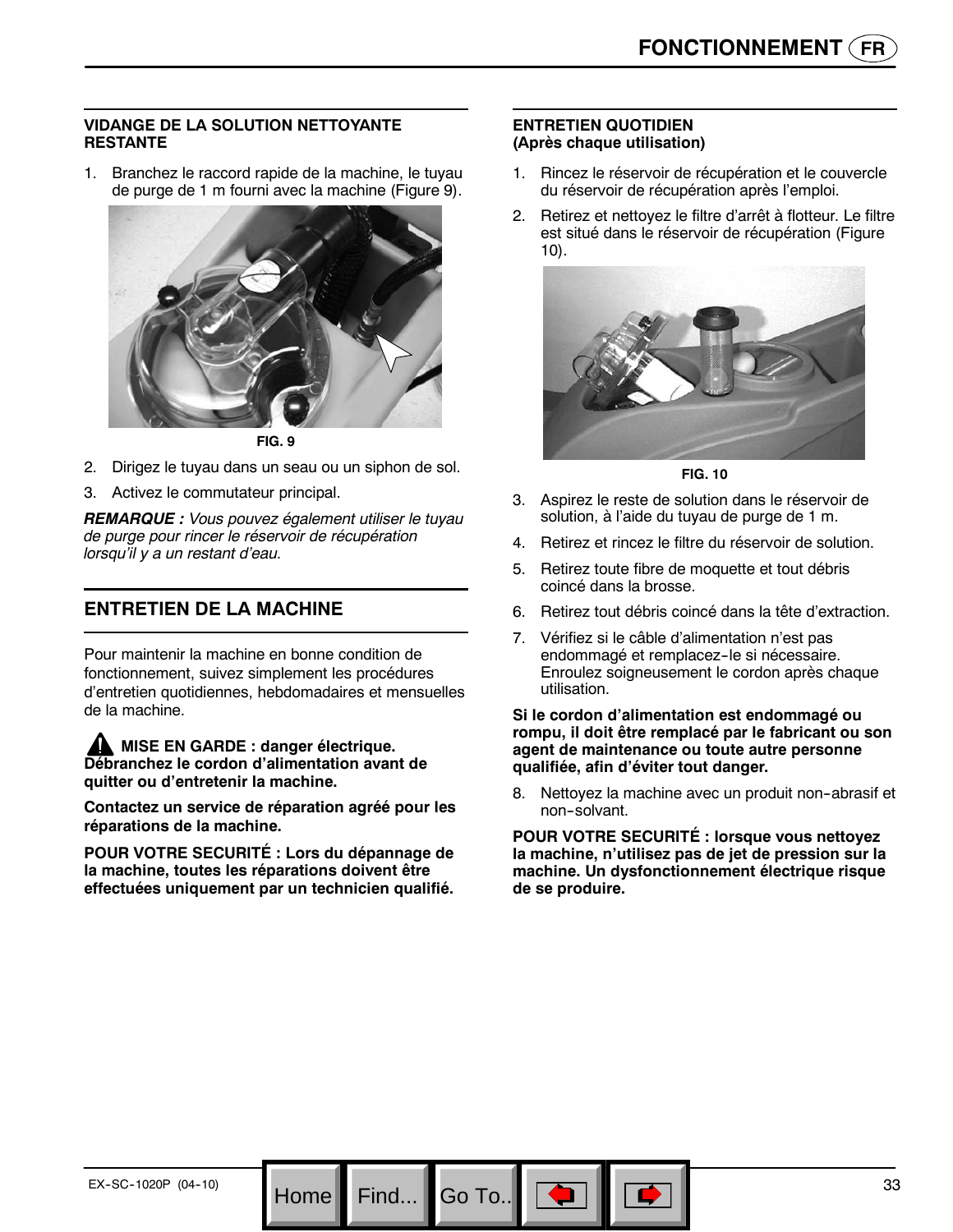### VIDANGE DE LA SOLUTION NETTOYANTE RESTANTE

1. Branchez le raccord rapide de la machine, le tuyau de purge de 1 m fourni avec la machine (Figure 9).

**FIG. 9**

2. Dirigez le tuyau dans un seau ou un siphon de sol.
3. Activez le commutateur principal.

***REMARQUE :*** *Vous pouvez également utiliser le tuyau de purge pour rincer le réservoir de récupération lorsqu'il y a un restant d'eau.*

## ENTRETIEN DE LA MACHINE

Pour maintenir la machine en bonne condition de fonctionnement, suivez simplement les procédures d'entretien quotidiennes, hebdomadaires et mensuelles de la machine.

**⚠ MISE EN GARDE : danger électrique. Débranchez le cordon d'alimentation avant de quitter ou d'entretenir la machine.**

**Contactez un service de réparation agréé pour les réparations de la machine.**

**POUR VOTRE SECURITÉ : Lors du dépannage de la machine, toutes les réparations doivent être effectuées uniquement par un technicien qualifié.**

### ENTRETIEN QUOTIDIEN (Après chaque utilisation)

1. Rincez le réservoir de récupération et le couvercle du réservoir de récupération après l'emploi.
2. Retirez et nettoyez le filtre d'arrêt à flotteur. Le filtre est situé dans le réservoir de récupération (Figure 10).

**FIG. 10**

3. Aspirez le reste de solution dans le réservoir de solution, à l'aide du tuyau de purge de 1 m.
4. Retirez et rincez le filtre du réservoir de solution.
5. Retirez toute fibre de moquette et tout débris coincé dans la brosse.
6. Retirez tout débris coincé dans la tête d'extraction.
7. Vérifiez si le câble d'alimentation n'est pas endommagé et remplacez-le si nécessaire. Enroulez soigneusement le cordon après chaque utilisation.

**Si le cordon d'alimentation est endommagé ou rompu, il doit être remplacé par le fabricant ou son agent de maintenance ou toute autre personne qualifiée, afin d'éviter tout danger.**

8. Nettoyez la machine avec un produit non-abrasif et non-solvant.

**POUR VOTRE SECURITÉ : lorsque vous nettoyez la machine, n'utilisez pas de jet de pression sur la machine. Un dysfonctionnement électrique risque de se produire.**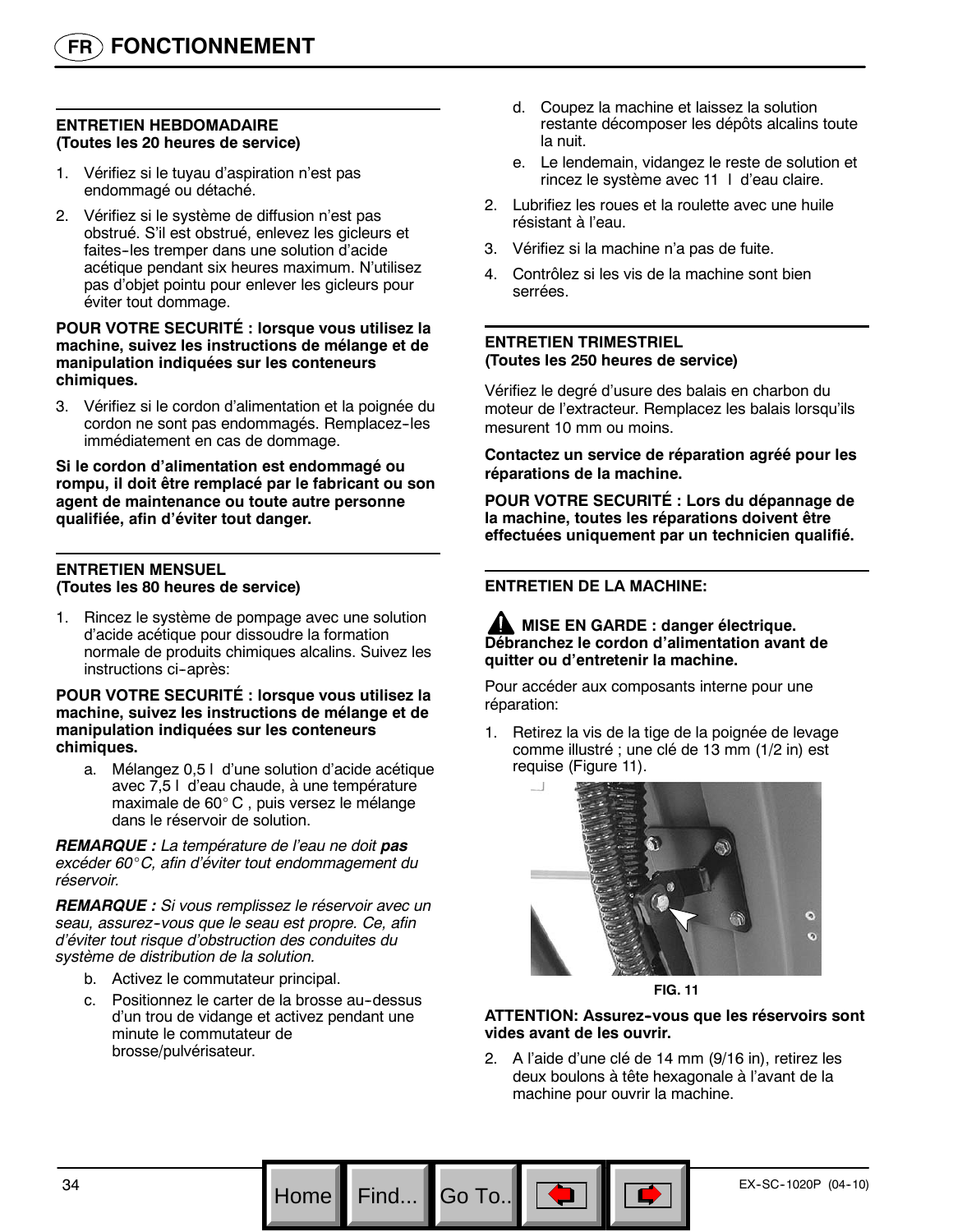## FONCTIONNEMENT

### ENTRETIEN HEBDOMADAIRE
**(Toutes les 20 heures de service)**

1. Vérifiez si le tuyau d'aspiration n'est pas endommagé ou détaché.
2. Vérifiez si le système de diffusion n'est pas obstrué. S'il est obstrué, enlevez les gicleurs et faites-les tremper dans une solution d'acide acétique pendant six heures maximum. N'utilisez pas d'objet pointu pour enlever les gicleurs pour éviter tout dommage.

**POUR VOTRE SECURITÉ : lorsque vous utilisez la machine, suivez les instructions de mélange et de manipulation indiquées sur les conteneurs chimiques.**

3. Vérifiez si le cordon d'alimentation et la poignée du cordon ne sont pas endommagés. Remplacez-les immédiatement en cas de dommage.

**Si le cordon d'alimentation est endommagé ou rompu, il doit être remplacé par le fabricant ou son agent de maintenance ou toute autre personne qualifiée, afin d'éviter tout danger.**

### ENTRETIEN MENSUEL
**(Toutes les 80 heures de service)**

1. Rincez le système de pompage avec une solution d'acide acétique pour dissoudre la formation normale de produits chimiques alcalins. Suivez les instructions ci-après:

**POUR VOTRE SECURITÉ : lorsque vous utilisez la machine, suivez les instructions de mélange et de manipulation indiquées sur les conteneurs chimiques.**

   a. Mélangez 0,5 l d'une solution d'acide acétique avec 7,5 l d'eau chaude, à une température maximale de 60° C , puis versez le mélange dans le réservoir de solution.

***REMARQUE :*** *La température de l'eau ne doit* ***pas*** *excéder 60°C, afin d'éviter tout endommagement du réservoir.*

***REMARQUE :*** *Si vous remplissez le réservoir avec un seau, assurez-vous que le seau est propre. Ce, afin d'éviter tout risque d'obstruction des conduites du système de distribution de la solution.*

   b. Activez le commutateur principal.
   c. Positionnez le carter de la brosse au-dessus d'un trou de vidange et activez pendant une minute le commutateur de brosse/pulvérisateur.
   d. Coupez la machine et laissez la solution restante décomposer les dépôts alcalins toute la nuit.
   e. Le lendemain, vidangez le reste de solution et rincez le système avec 11 l d'eau claire.

2. Lubrifiez les roues et la roulette avec une huile résistant à l'eau.
3. Vérifiez si la machine n'a pas de fuite.
4. Contrôlez si les vis de la machine sont bien serrées.

### ENTRETIEN TRIMESTRIEL
**(Toutes les 250 heures de service)**

Vérifiez le degré d'usure des balais en charbon du moteur de l'extracteur. Remplacez les balais lorsqu'ils mesurent 10 mm ou moins.

**Contactez un service de réparation agréé pour les réparations de la machine.**

**POUR VOTRE SECURITÉ : Lors du dépannage de la machine, toutes les réparations doivent être effectuées uniquement par un technicien qualifié.**

### ENTRETIEN DE LA MACHINE:

**MISE EN GARDE : danger électrique. Débranchez le cordon d'alimentation avant de quitter ou d'entretenir la machine.**

Pour accéder aux composants interne pour une réparation:

1. Retirez la vis de la tige de la poignée de levage comme illustré ; une clé de 13 mm (1/2 in) est requise (Figure 11).

**FIG. 11**

**ATTENTION: Assurez-vous que les réservoirs sont vides avant de les ouvrir.**

2. A l'aide d'une clé de 14 mm (9/16 in), retirez les deux boulons à tête hexagonale à l'avant de la machine pour ouvrir la machine.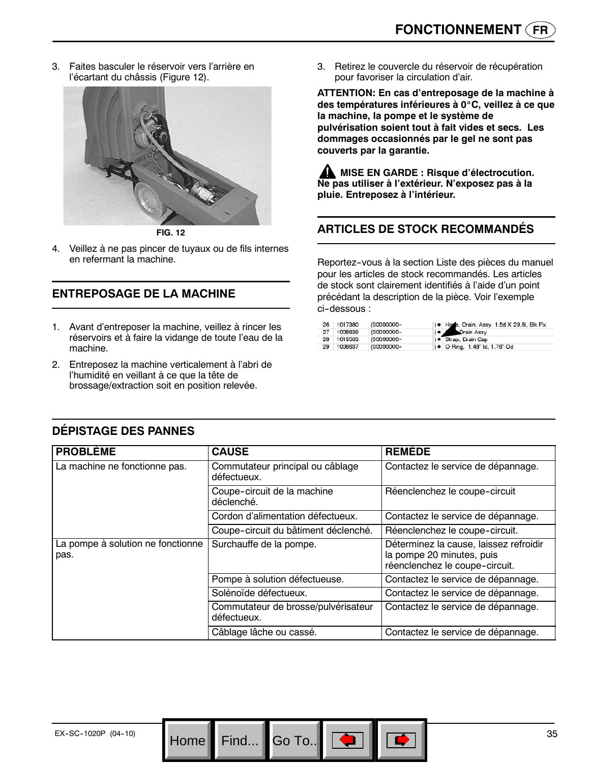3. Faites basculer le réservoir vers l'arrière en l'écartant du châssis (Figure 12).

FIG. 12

4. Veillez à ne pas pincer de tuyaux ou de fils internes en refermant la machine.

## ENTREPOSAGE DE LA MACHINE

1. Avant d'entreposer la machine, veillez à rincer les réservoirs et à faire la vidange de toute l'eau de la machine.
2. Entreposez la machine verticalement à l'abri de l'humidité en veillant à ce que la tête de brossage/extraction soit en position relevée.
3. Retirez le couvercle du réservoir de récupération pour favoriser la circulation d'air.

**ATTENTION: En cas d'entreposage de la machine à des températures inférieures à 0°C, veillez à ce que la machine, la pompe et le système de pulvérisation soient tout à fait vides et secs. Les dommages occasionnés par le gel ne sont pas couverts par la garantie.**

**MISE EN GARDE : Risque d'électrocution. Ne pas utiliser à l'extérieur. N'exposez pas à la pluie. Entreposez à l'intérieur.**

## ARTICLES DE STOCK RECOMMANDÉS

Reportez-vous à la section Liste des pièces du manuel pour les articles de stock recommandés. Les articles de stock sont clairement identifiés à l'aide d'un point précédant la description de la pièce. Voir l'exemple ci-dessous :

| | | | |
|---|---|---|---|
| 26 | 1017380 | (00000000- | ● Hose, Drain, Assy, 1.5d X 29.5l, Blk Flx |
| 27 | 1008639 | (00000000- | ● Drain Assy |
| 28 | 1019563 | (00000000- | ● Strap, Drain Cap |
| 29 | 1008637 | (00000000- | ● O Ring, 1.48" Id, 1.76" Od |

## DÉPISTAGE DES PANNES

| PROBLÈME | CAUSE | REMÈDE |
|---|---|---|
| La machine ne fonctionne pas. | Commutateur principal ou câblage défectueux. | Contactez le service de dépannage. |
| | Coupe-circuit de la machine déclenché. | Réenclenchez le coupe-circuit |
| | Cordon d'alimentation défectueux. | Contactez le service de dépannage. |
| | Coupe-circuit du bâtiment déclenché. | Réenclenchez le coupe-circuit. |
| La pompe à solution ne fonctionne pas. | Surchauffe de la pompe. | Déterminez la cause, laissez refroidir la pompe 20 minutes, puis réenclenchez le coupe-circuit. |
| | Pompe à solution défectueuse. | Contactez le service de dépannage. |
| | Solénoïde défectueux. | Contactez le service de dépannage. |
| | Commutateur de brosse/pulvérisateur défectueux. | Contactez le service de dépannage. |
| | Câblage lâche ou cassé. | Contactez le service de dépannage. |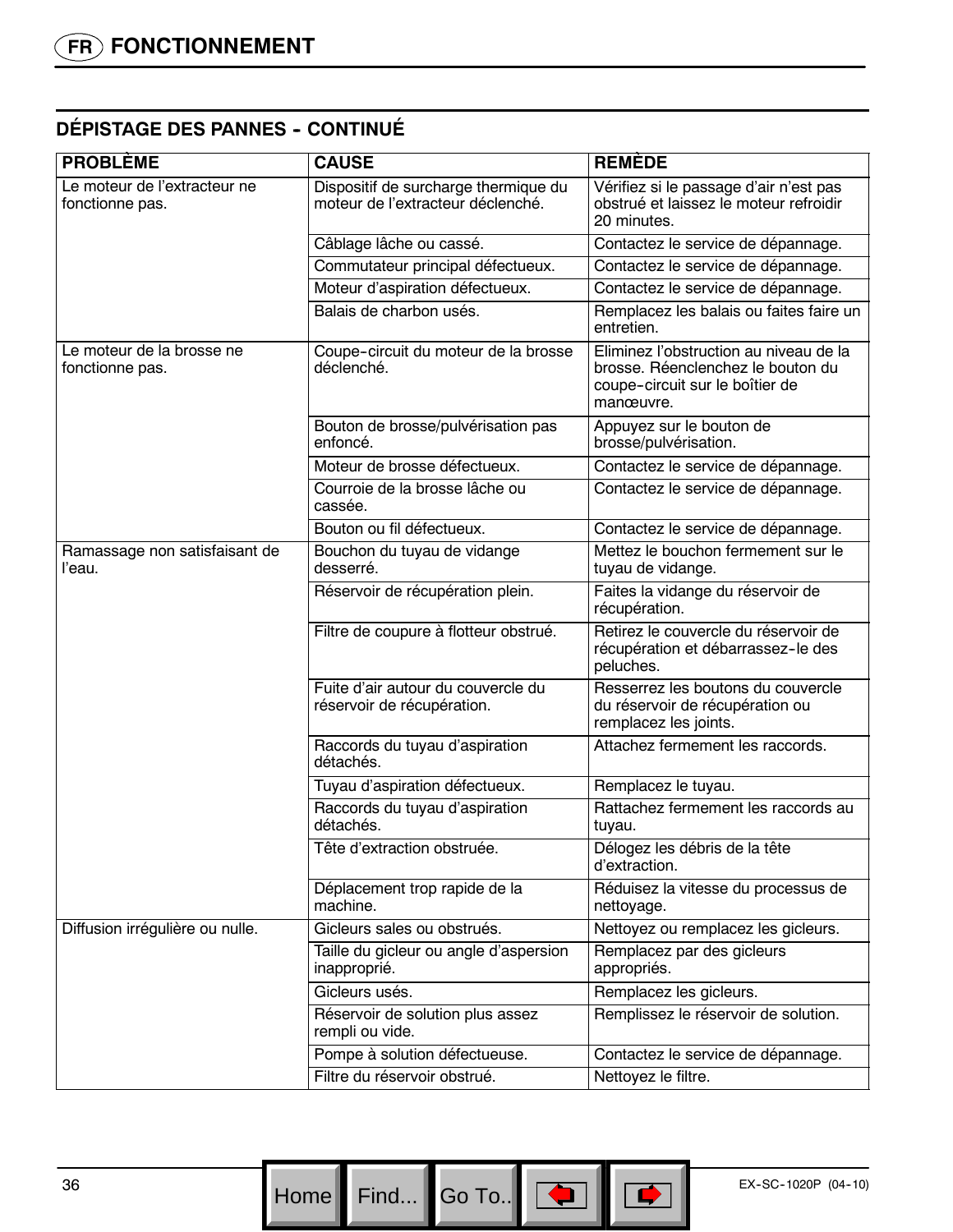# FONCTIONNEMENT

## DÉPISTAGE DES PANNES - CONTINUÉ

| PROBLÈME | CAUSE | REMÈDE |
|---|---|---|
| Le moteur de l'extracteur ne fonctionne pas. | Dispositif de surcharge thermique du moteur de l'extracteur déclenché. | Vérifiez si le passage d'air n'est pas obstrué et laissez le moteur refroidir 20 minutes. |
| | Câblage lâche ou cassé. | Contactez le service de dépannage. |
| | Commutateur principal défectueux. | Contactez le service de dépannage. |
| | Moteur d'aspiration défectueux. | Contactez le service de dépannage. |
| | Balais de charbon usés. | Remplacez les balais ou faites faire un entretien. |
| Le moteur de la brosse ne fonctionne pas. | Coupe-circuit du moteur de la brosse déclenché. | Eliminez l'obstruction au niveau de la brosse. Réenclenchez le bouton du coupe-circuit sur le boîtier de manœuvre. |
| | Bouton de brosse/pulvérisation pas enfoncé. | Appuyez sur le bouton de brosse/pulvérisation. |
| | Moteur de brosse défectueux. | Contactez le service de dépannage. |
| | Courroie de la brosse lâche ou cassée. | Contactez le service de dépannage. |
| | Bouton ou fil défectueux. | Contactez le service de dépannage. |
| Ramassage non satisfaisant de l'eau. | Bouchon du tuyau de vidange desserré. | Mettez le bouchon fermement sur le tuyau de vidange. |
| | Réservoir de récupération plein. | Faites la vidange du réservoir de récupération. |
| | Filtre de coupure à flotteur obstrué. | Retirez le couvercle du réservoir de récupération et débarrassez-le des peluches. |
| | Fuite d'air autour du couvercle du réservoir de récupération. | Resserrez les boutons du couvercle du réservoir de récupération ou remplacez les joints. |
| | Raccords du tuyau d'aspiration détachés. | Attachez fermement les raccords. |
| | Tuyau d'aspiration défectueux. | Remplacez le tuyau. |
| | Raccords du tuyau d'aspiration détachés. | Rattachez fermement les raccords au tuyau. |
| | Tête d'extraction obstruée. | Délogez les débris de la tête d'extraction. |
| | Déplacement trop rapide de la machine. | Réduisez la vitesse du processus de nettoyage. |
| Diffusion irrégulière ou nulle. | Gicleurs sales ou obstrués. | Nettoyez ou remplacez les gicleurs. |
| | Taille du gicleur ou angle d'aspersion inapproprié. | Remplacez par des gicleurs appropriés. |
| | Gicleurs usés. | Remplacez les gicleurs. |
| | Réservoir de solution plus assez rempli ou vide. | Remplissez le réservoir de solution. |
| | Pompe à solution défectueuse. | Contactez le service de dépannage. |
| | Filtre du réservoir obstrué. | Nettoyez le filtre. |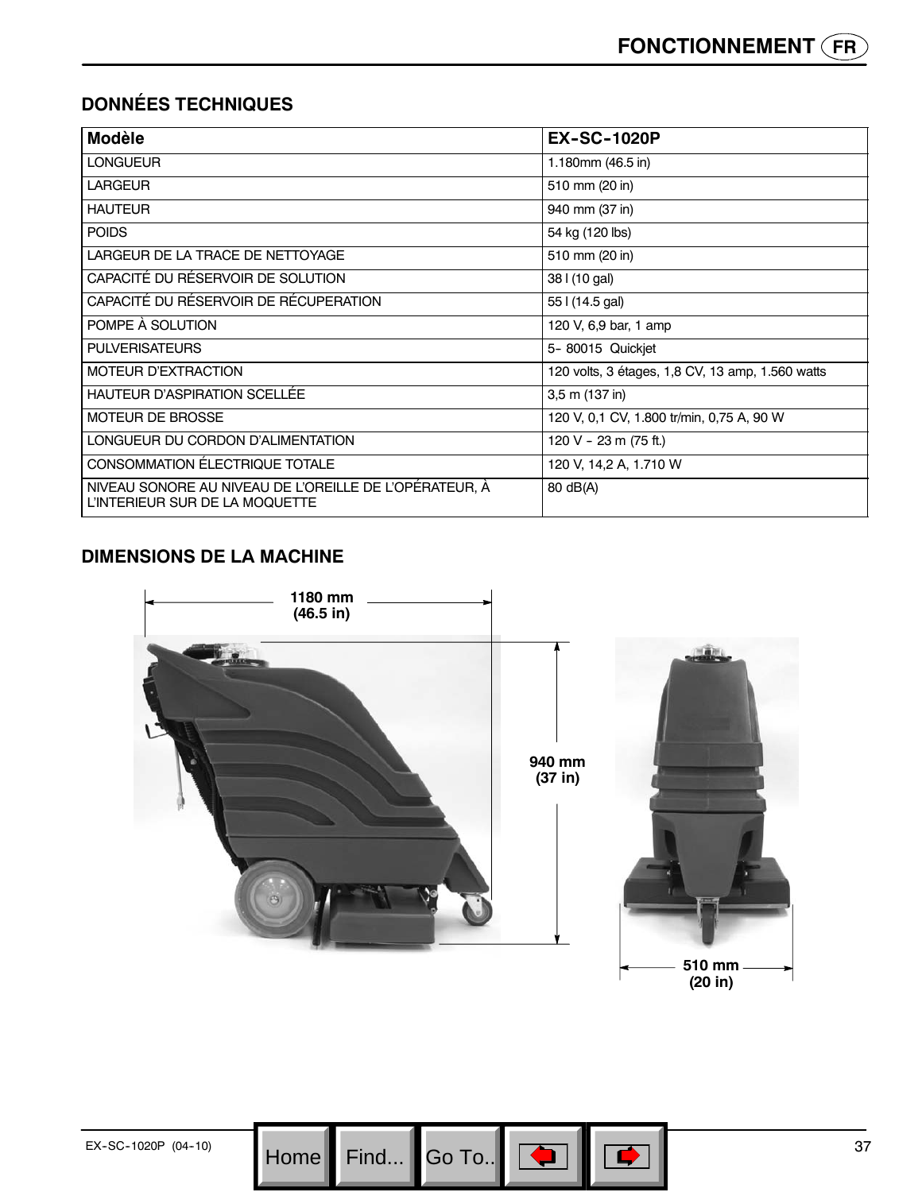## DONNÉES TECHNIQUES

| Modèle | EX-SC-1020P |
| --- | --- |
| LONGUEUR | 1.180mm (46.5 in) |
| LARGEUR | 510 mm (20 in) |
| HAUTEUR | 940 mm (37 in) |
| POIDS | 54 kg (120 lbs) |
| LARGEUR DE LA TRACE DE NETTOYAGE | 510 mm (20 in) |
| CAPACITÉ DU RÉSERVOIR DE SOLUTION | 38 l (10 gal) |
| CAPACITÉ DU RÉSERVOIR DE RÉCUPERATION | 55 l (14.5 gal) |
| POMPE À SOLUTION | 120 V, 6,9 bar, 1 amp |
| PULVERISATEURS | 5- 80015 Quickjet |
| MOTEUR D'EXTRACTION | 120 volts, 3 étages, 1,8 CV, 13 amp, 1.560 watts |
| HAUTEUR D'ASPIRATION SCELLÉE | 3,5 m (137 in) |
| MOTEUR DE BROSSE | 120 V, 0,1 CV, 1.800 tr/min, 0,75 A, 90 W |
| LONGUEUR DU CORDON D'ALIMENTATION | 120 V - 23 m (75 ft.) |
| CONSOMMATION ÉLECTRIQUE TOTALE | 120 V, 14,2 A, 1.710 W |
| NIVEAU SONORE AU NIVEAU DE L'OREILLE DE L'OPÉRATEUR, À L'INTERIEUR SUR DE LA MOQUETTE | 80 dB(A) |

## DIMENSIONS DE LA MACHINE

1180 mm
(46.5 in)

940 mm
(37 in)

510 mm
(20 in)